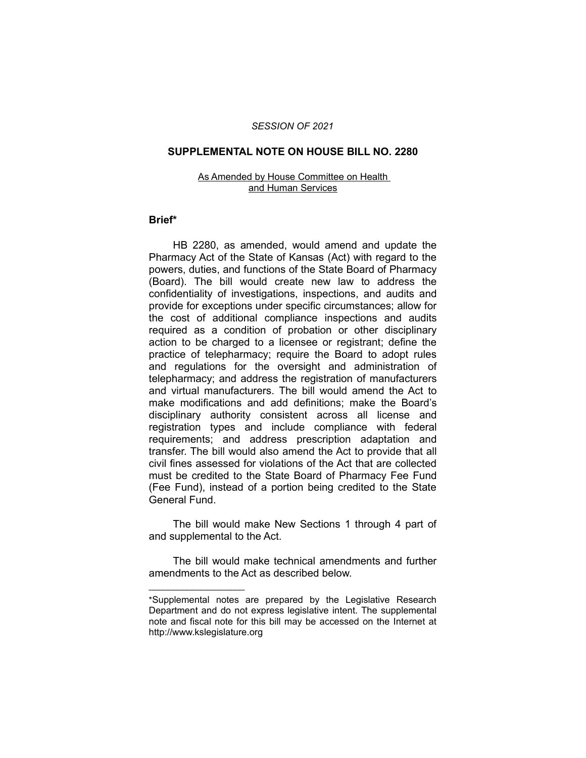*SESSION OF 2021*

# SUPPLEMENTAL NOTE ON HOUSE BILL NO. 2280

As Amended by House Committee on Health and Human Services

## Brief*

HB 2280, as amended, would amend and update the Pharmacy Act of the State of Kansas (Act) with regard to the powers, duties, and functions of the State Board of Pharmacy (Board). The bill would create new law to address the confidentiality of investigations, inspections, and audits and provide for exceptions under specific circumstances; allow for the cost of additional compliance inspections and audits required as a condition of probation or other disciplinary action to be charged to a licensee or registrant; define the practice of telepharmacy; require the Board to adopt rules and regulations for the oversight and administration of telepharmacy; and address the registration of manufacturers and virtual manufacturers. The bill would amend the Act to make modifications and add definitions; make the Board's disciplinary authority consistent across all license and registration types and include compliance with federal requirements; and address prescription adaptation and transfer. The bill would also amend the Act to provide that all civil fines assessed for violations of the Act that are collected must be credited to the State Board of Pharmacy Fee Fund (Fee Fund), instead of a portion being credited to the State General Fund.

The bill would make New Sections 1 through 4 part of and supplemental to the Act.

The bill would make technical amendments and further amendments to the Act as described below.

---

*Supplemental notes are prepared by the Legislative Research Department and do not express legislative intent. The supplemental note and fiscal note for this bill may be accessed on the Internet at http://www.kslegislature.org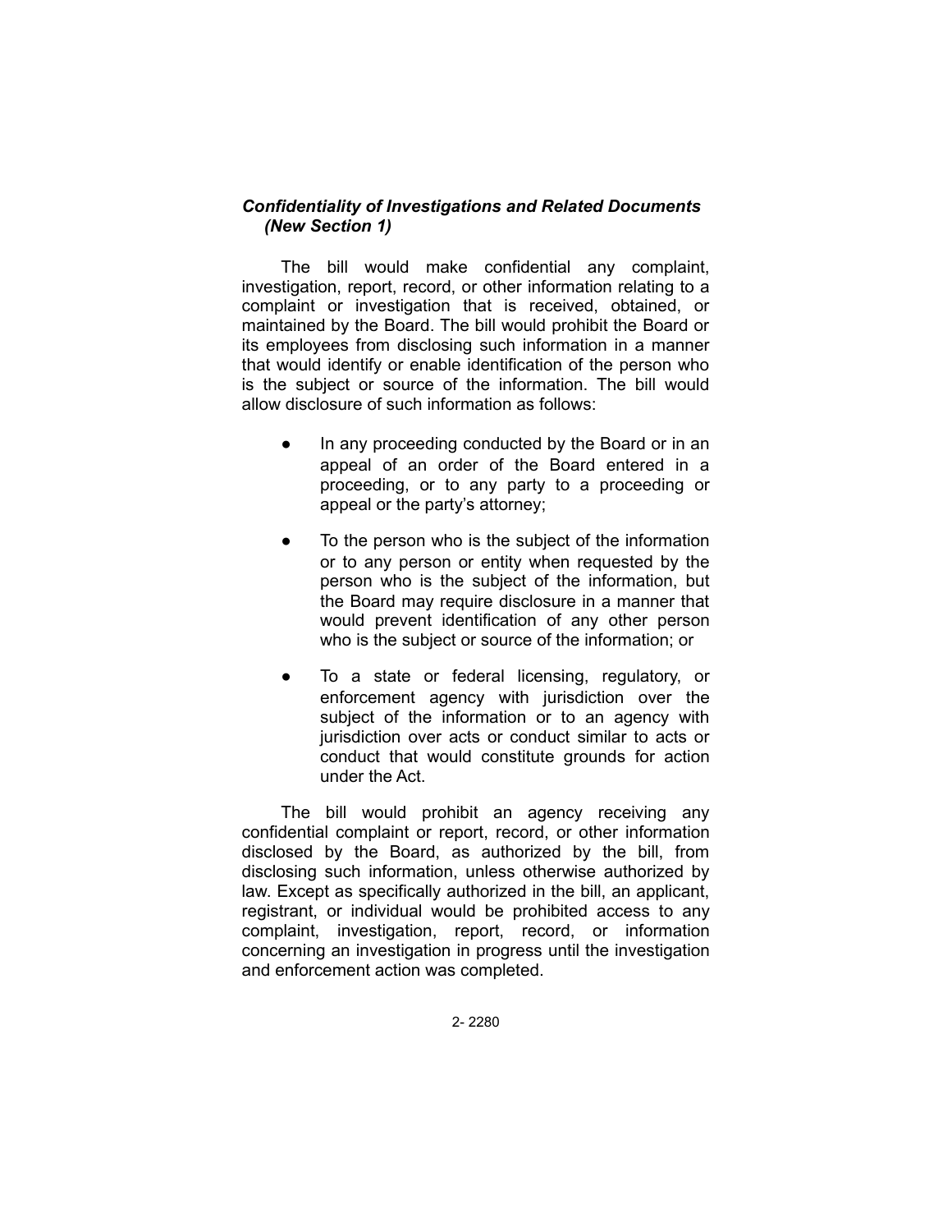### *Confidentiality of Investigations and Related Documents (New Section 1)*

The bill would make confidential any complaint, investigation, report, record, or other information relating to a complaint or investigation that is received, obtained, or maintained by the Board. The bill would prohibit the Board or its employees from disclosing such information in a manner that would identify or enable identification of the person who is the subject or source of the information. The bill would allow disclosure of such information as follows:

- In any proceeding conducted by the Board or in an appeal of an order of the Board entered in a proceeding, or to any party to a proceeding or appeal or the party's attorney;
- To the person who is the subject of the information or to any person or entity when requested by the person who is the subject of the information, but the Board may require disclosure in a manner that would prevent identification of any other person who is the subject or source of the information; or
- To a state or federal licensing, regulatory, or enforcement agency with jurisdiction over the subject of the information or to an agency with jurisdiction over acts or conduct similar to acts or conduct that would constitute grounds for action under the Act.

The bill would prohibit an agency receiving any confidential complaint or report, record, or other information disclosed by the Board, as authorized by the bill, from disclosing such information, unless otherwise authorized by law. Except as specifically authorized in the bill, an applicant, registrant, or individual would be prohibited access to any complaint, investigation, report, record, or information concerning an investigation in progress until the investigation and enforcement action was completed.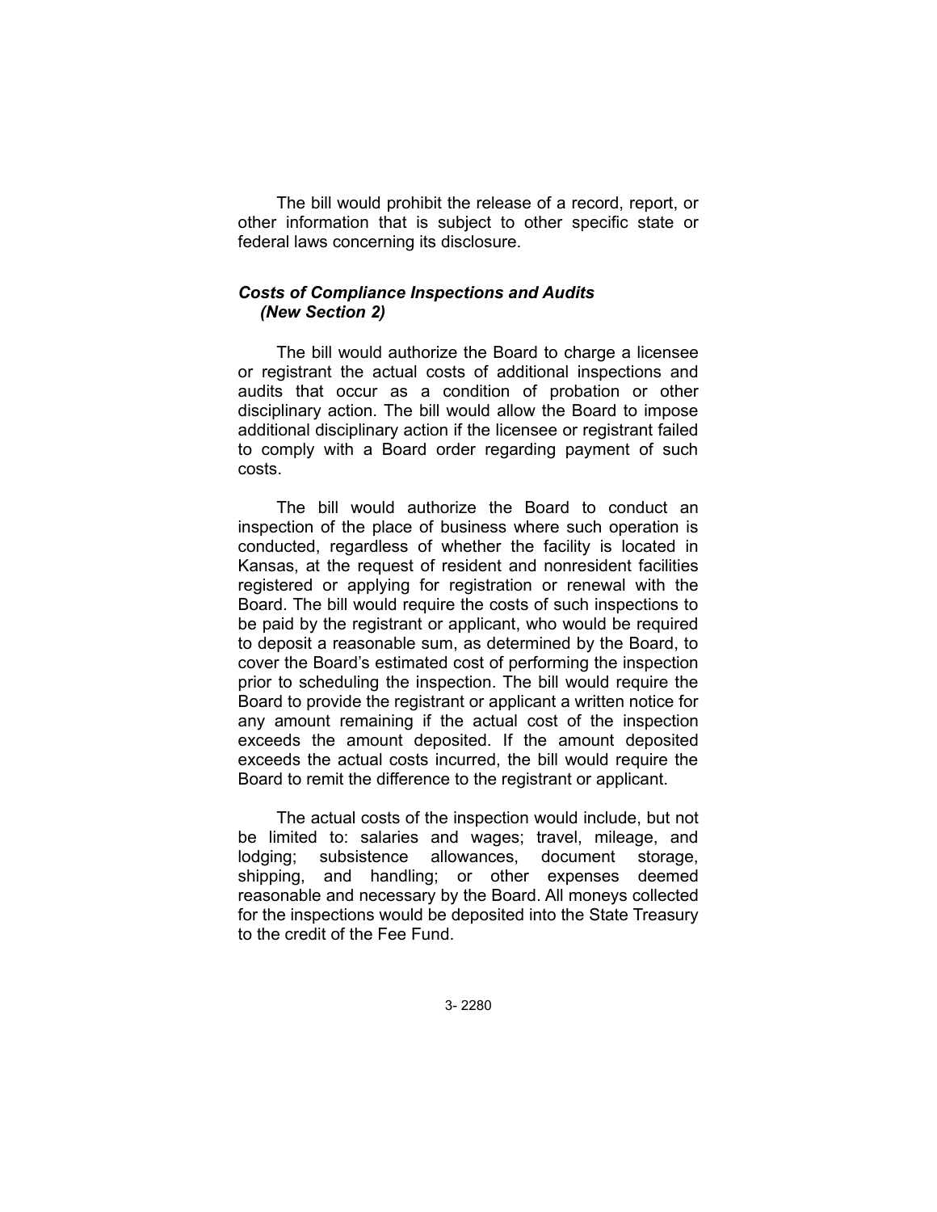The bill would prohibit the release of a record, report, or other information that is subject to other specific state or federal laws concerning its disclosure.

### *Costs of Compliance Inspections and Audits (New Section 2)*

The bill would authorize the Board to charge a licensee or registrant the actual costs of additional inspections and audits that occur as a condition of probation or other disciplinary action. The bill would allow the Board to impose additional disciplinary action if the licensee or registrant failed to comply with a Board order regarding payment of such costs.

The bill would authorize the Board to conduct an inspection of the place of business where such operation is conducted, regardless of whether the facility is located in Kansas, at the request of resident and nonresident facilities registered or applying for registration or renewal with the Board. The bill would require the costs of such inspections to be paid by the registrant or applicant, who would be required to deposit a reasonable sum, as determined by the Board, to cover the Board's estimated cost of performing the inspection prior to scheduling the inspection. The bill would require the Board to provide the registrant or applicant a written notice for any amount remaining if the actual cost of the inspection exceeds the amount deposited. If the amount deposited exceeds the actual costs incurred, the bill would require the Board to remit the difference to the registrant or applicant.

The actual costs of the inspection would include, but not be limited to: salaries and wages; travel, mileage, and lodging; subsistence allowances, document storage, shipping, and handling; or other expenses deemed reasonable and necessary by the Board. All moneys collected for the inspections would be deposited into the State Treasury to the credit of the Fee Fund.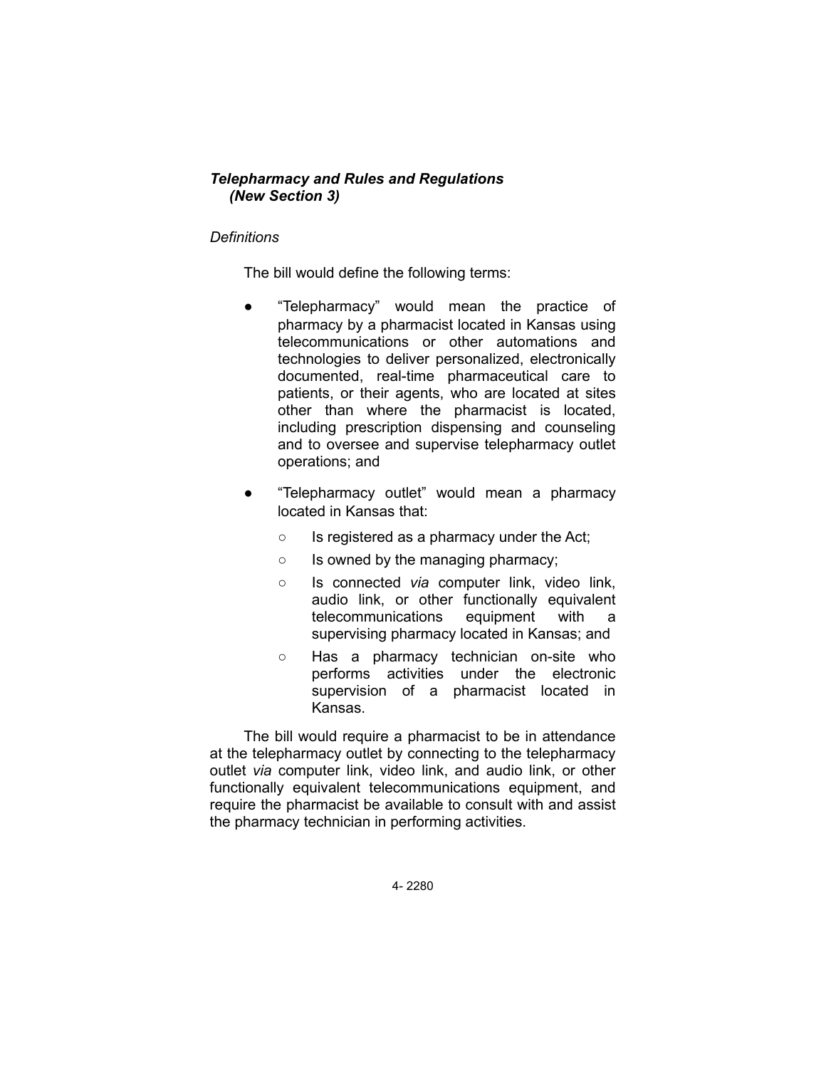### *Telepharmacy and Rules and Regulations (New Section 3)*

*Definitions*

The bill would define the following terms:

- "Telepharmacy" would mean the practice of pharmacy by a pharmacist located in Kansas using telecommunications or other automations and technologies to deliver personalized, electronically documented, real-time pharmaceutical care to patients, or their agents, who are located at sites other than where the pharmacist is located, including prescription dispensing and counseling and to oversee and supervise telepharmacy outlet operations; and
- "Telepharmacy outlet" would mean a pharmacy located in Kansas that:
  - Is registered as a pharmacy under the Act;
  - Is owned by the managing pharmacy;
  - Is connected *via* computer link, video link, audio link, or other functionally equivalent telecommunications equipment with a supervising pharmacy located in Kansas; and
  - Has a pharmacy technician on-site who performs activities under the electronic supervision of a pharmacist located in Kansas.

The bill would require a pharmacist to be in attendance at the telepharmacy outlet by connecting to the telepharmacy outlet *via* computer link, video link, and audio link, or other functionally equivalent telecommunications equipment, and require the pharmacist be available to consult with and assist the pharmacy technician in performing activities.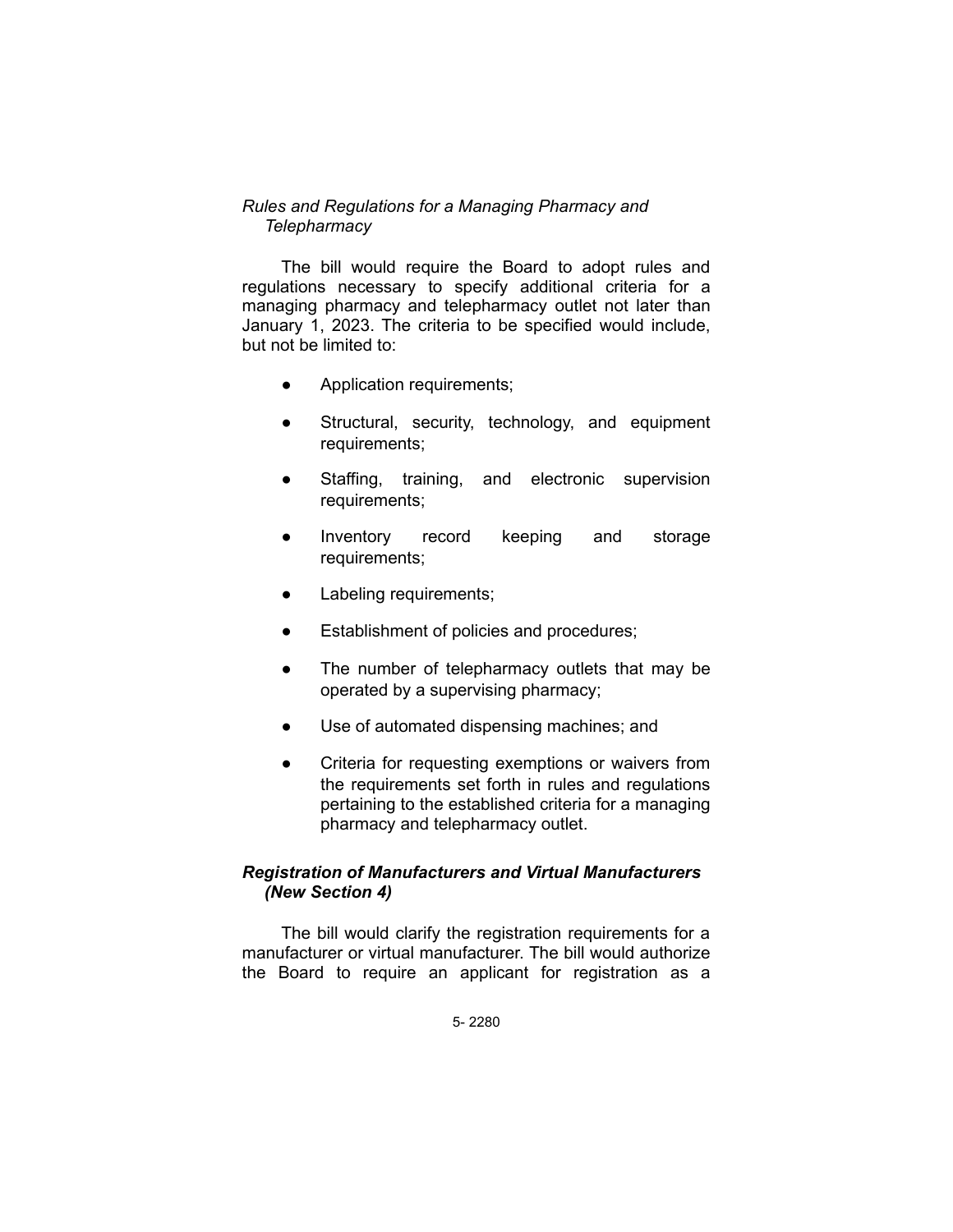*Rules and Regulations for a Managing Pharmacy and Telepharmacy*

The bill would require the Board to adopt rules and regulations necessary to specify additional criteria for a managing pharmacy and telepharmacy outlet not later than January 1, 2023. The criteria to be specified would include, but not be limited to:

- Application requirements;
- Structural, security, technology, and equipment requirements;
- Staffing, training, and electronic supervision requirements;
- Inventory record keeping and storage requirements;
- Labeling requirements;
- Establishment of policies and procedures;
- The number of telepharmacy outlets that may be operated by a supervising pharmacy;
- Use of automated dispensing machines; and
- Criteria for requesting exemptions or waivers from the requirements set forth in rules and regulations pertaining to the established criteria for a managing pharmacy and telepharmacy outlet.

***Registration of Manufacturers and Virtual Manufacturers (New Section 4)***

The bill would clarify the registration requirements for a manufacturer or virtual manufacturer. The bill would authorize the Board to require an applicant for registration as a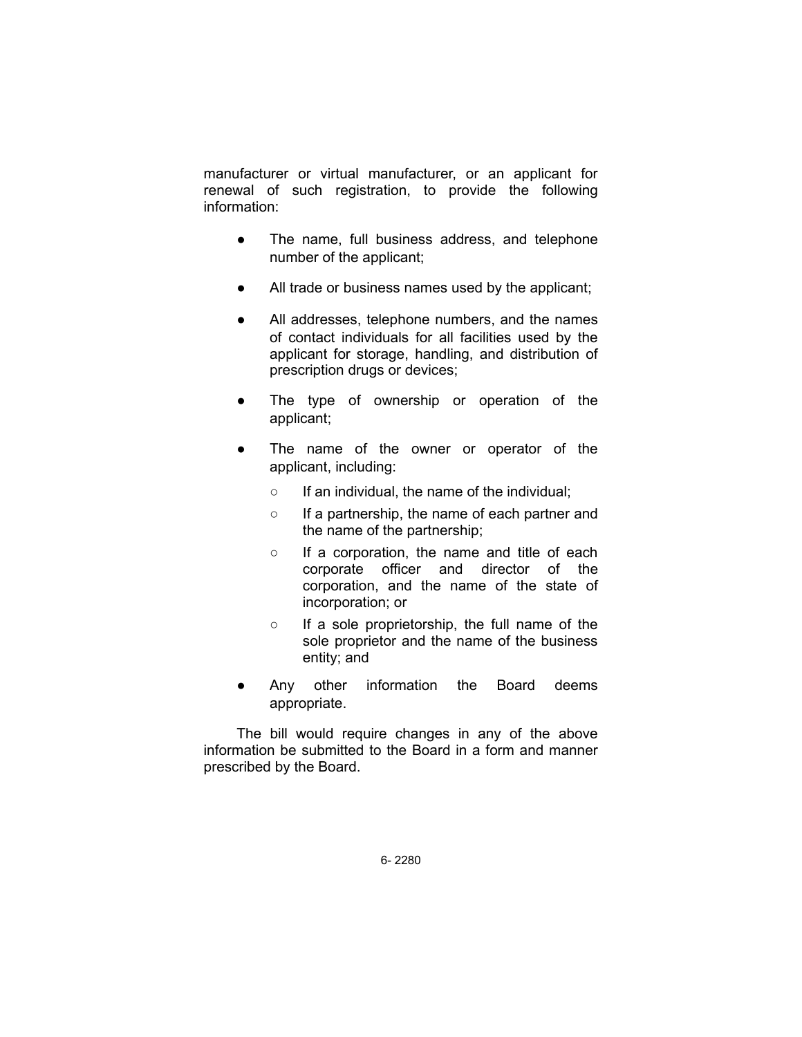manufacturer or virtual manufacturer, or an applicant for renewal of such registration, to provide the following information:

- The name, full business address, and telephone number of the applicant;
- All trade or business names used by the applicant;
- All addresses, telephone numbers, and the names of contact individuals for all facilities used by the applicant for storage, handling, and distribution of prescription drugs or devices;
- The type of ownership or operation of the applicant;
- The name of the owner or operator of the applicant, including:
  - If an individual, the name of the individual;
  - If a partnership, the name of each partner and the name of the partnership;
  - If a corporation, the name and title of each corporate officer and director of the corporation, and the name of the state of incorporation; or
  - If a sole proprietorship, the full name of the sole proprietor and the name of the business entity; and
- Any other information the Board deems appropriate.

The bill would require changes in any of the above information be submitted to the Board in a form and manner prescribed by the Board.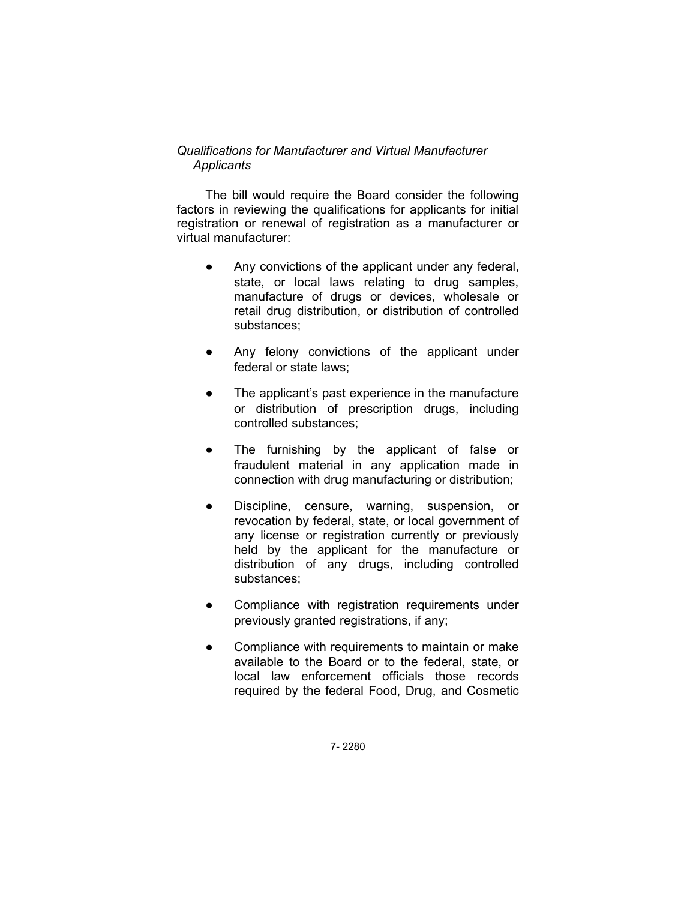*Qualifications for Manufacturer and Virtual Manufacturer Applicants*

The bill would require the Board consider the following factors in reviewing the qualifications for applicants for initial registration or renewal of registration as a manufacturer or virtual manufacturer:

- Any convictions of the applicant under any federal, state, or local laws relating to drug samples, manufacture of drugs or devices, wholesale or retail drug distribution, or distribution of controlled substances;

- Any felony convictions of the applicant under federal or state laws;

- The applicant's past experience in the manufacture or distribution of prescription drugs, including controlled substances;

- The furnishing by the applicant of false or fraudulent material in any application made in connection with drug manufacturing or distribution;

- Discipline, censure, warning, suspension, or revocation by federal, state, or local government of any license or registration currently or previously held by the applicant for the manufacture or distribution of any drugs, including controlled substances;

- Compliance with registration requirements under previously granted registrations, if any;

- Compliance with requirements to maintain or make available to the Board or to the federal, state, or local law enforcement officials those records required by the federal Food, Drug, and Cosmetic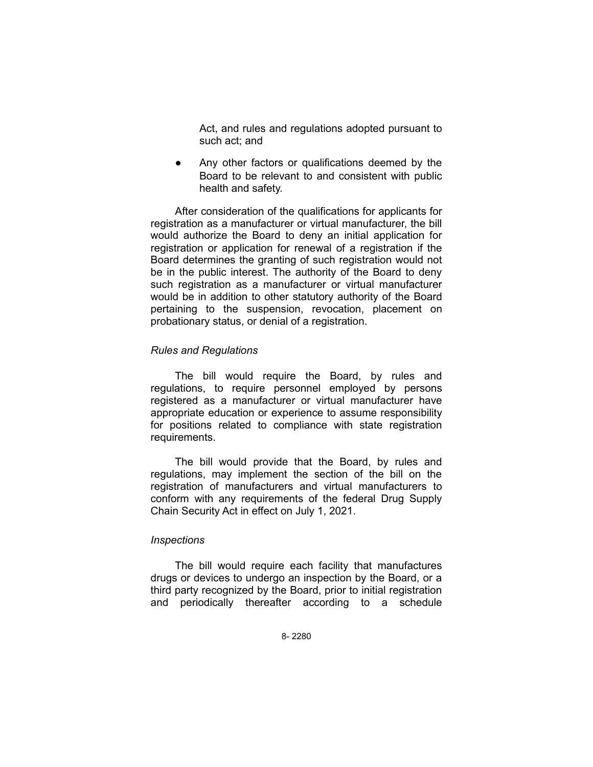Act, and rules and regulations adopted pursuant to such act; and

- Any other factors or qualifications deemed by the Board to be relevant to and consistent with public health and safety.

After consideration of the qualifications for applicants for registration as a manufacturer or virtual manufacturer, the bill would authorize the Board to deny an initial application for registration or application for renewal of a registration if the Board determines the granting of such registration would not be in the public interest. The authority of the Board to deny such registration as a manufacturer or virtual manufacturer would be in addition to other statutory authority of the Board pertaining to the suspension, revocation, placement on probationary status, or denial of a registration.

*Rules and Regulations*

The bill would require the Board, by rules and regulations, to require personnel employed by persons registered as a manufacturer or virtual manufacturer have appropriate education or experience to assume responsibility for positions related to compliance with state registration requirements.

The bill would provide that the Board, by rules and regulations, may implement the section of the bill on the registration of manufacturers and virtual manufacturers to conform with any requirements of the federal Drug Supply Chain Security Act in effect on July 1, 2021.

*Inspections*

The bill would require each facility that manufactures drugs or devices to undergo an inspection by the Board, or a third party recognized by the Board, prior to initial registration and periodically thereafter according to a schedule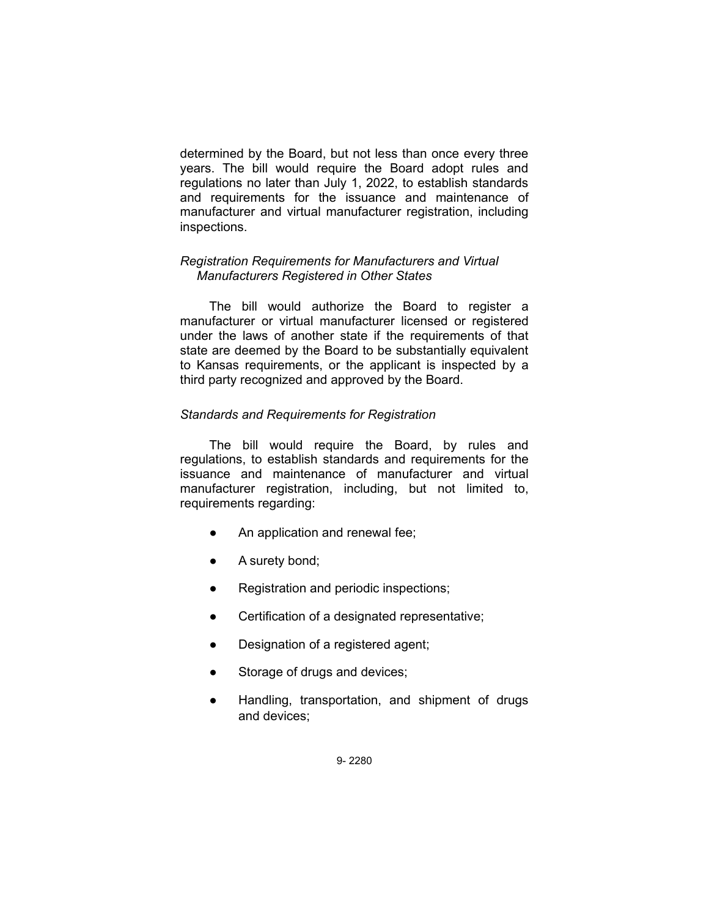determined by the Board, but not less than once every three years. The bill would require the Board adopt rules and regulations no later than July 1, 2022, to establish standards and requirements for the issuance and maintenance of manufacturer and virtual manufacturer registration, including inspections.

*Registration Requirements for Manufacturers and Virtual Manufacturers Registered in Other States*

The bill would authorize the Board to register a manufacturer or virtual manufacturer licensed or registered under the laws of another state if the requirements of that state are deemed by the Board to be substantially equivalent to Kansas requirements, or the applicant is inspected by a third party recognized and approved by the Board.

*Standards and Requirements for Registration*

The bill would require the Board, by rules and regulations, to establish standards and requirements for the issuance and maintenance of manufacturer and virtual manufacturer registration, including, but not limited to, requirements regarding:

- An application and renewal fee;
- A surety bond;
- Registration and periodic inspections;
- Certification of a designated representative;
- Designation of a registered agent;
- Storage of drugs and devices;
- Handling, transportation, and shipment of drugs and devices;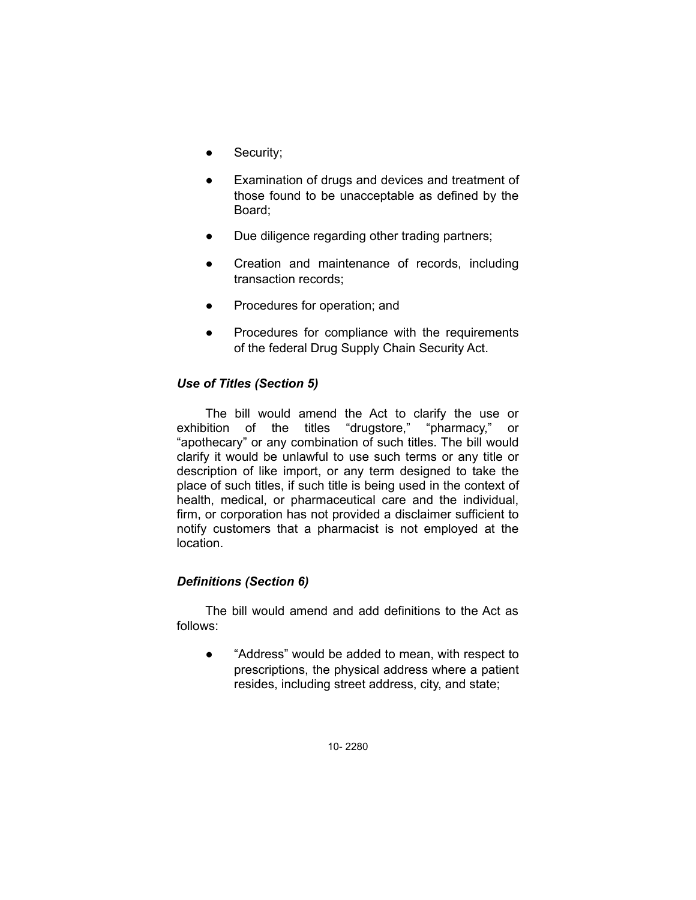- Security;
- Examination of drugs and devices and treatment of those found to be unacceptable as defined by the Board;
- Due diligence regarding other trading partners;
- Creation and maintenance of records, including transaction records;
- Procedures for operation; and
- Procedures for compliance with the requirements of the federal Drug Supply Chain Security Act.

***Use of Titles (Section 5)***

The bill would amend the Act to clarify the use or exhibition of the titles "drugstore," "pharmacy," or "apothecary" or any combination of such titles. The bill would clarify it would be unlawful to use such terms or any title or description of like import, or any term designed to take the place of such titles, if such title is being used in the context of health, medical, or pharmaceutical care and the individual, firm, or corporation has not provided a disclaimer sufficient to notify customers that a pharmacist is not employed at the location.

***Definitions (Section 6)***

The bill would amend and add definitions to the Act as follows:

- "Address" would be added to mean, with respect to prescriptions, the physical address where a patient resides, including street address, city, and state;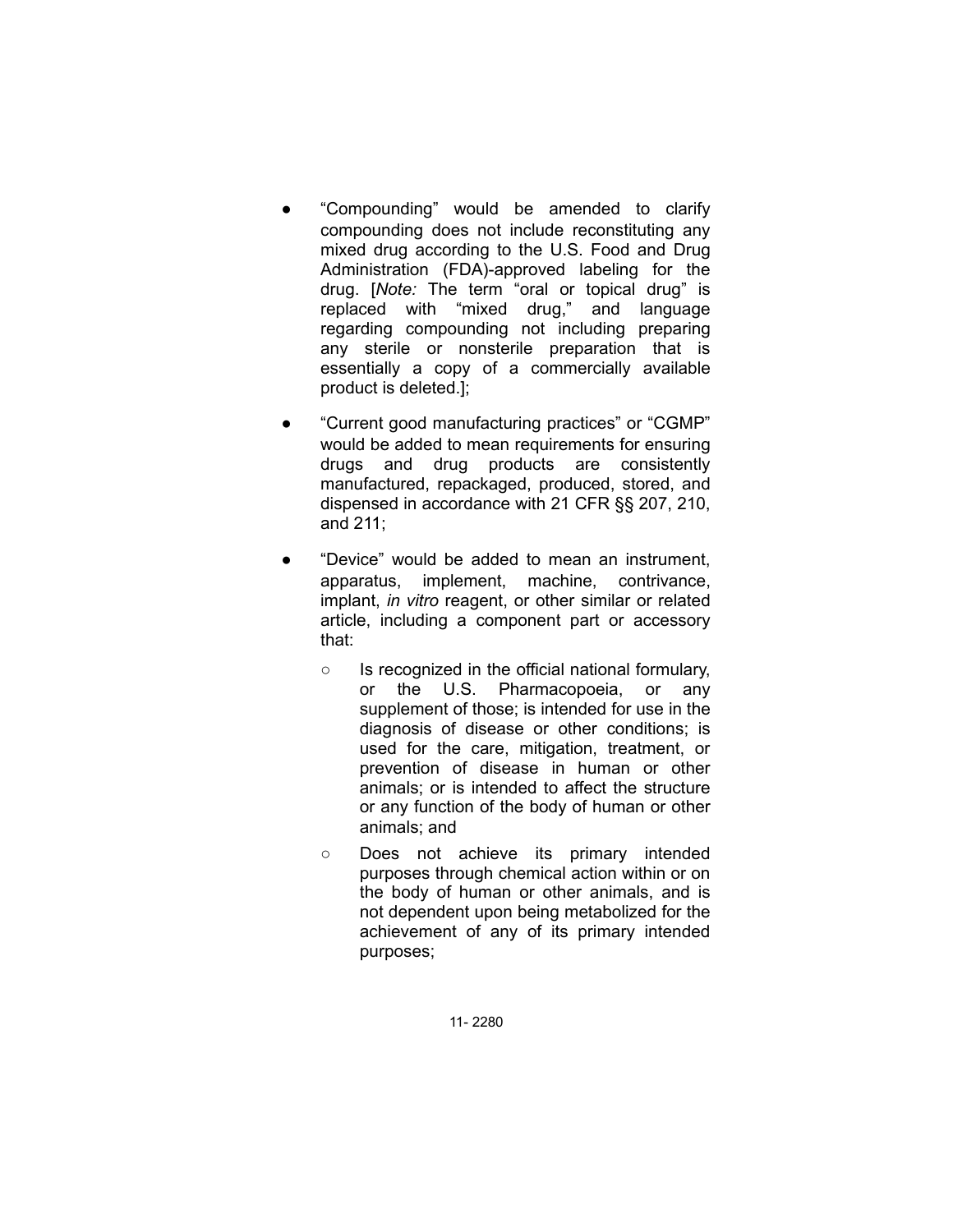- "Compounding" would be amended to clarify compounding does not include reconstituting any mixed drug according to the U.S. Food and Drug Administration (FDA)-approved labeling for the drug. [*Note:* The term "oral or topical drug" is replaced with "mixed drug," and language regarding compounding not including preparing any sterile or nonsterile preparation that is essentially a copy of a commercially available product is deleted.];
- "Current good manufacturing practices" or "CGMP" would be added to mean requirements for ensuring drugs and drug products are consistently manufactured, repackaged, produced, stored, and dispensed in accordance with 21 CFR §§ 207, 210, and 211;
- "Device" would be added to mean an instrument, apparatus, implement, machine, contrivance, implant, *in vitro* reagent, or other similar or related article, including a component part or accessory that:
  - Is recognized in the official national formulary, or the U.S. Pharmacopoeia, or any supplement of those; is intended for use in the diagnosis of disease or other conditions; is used for the care, mitigation, treatment, or prevention of disease in human or other animals; or is intended to affect the structure or any function of the body of human or other animals; and
  - Does not achieve its primary intended purposes through chemical action within or on the body of human or other animals, and is not dependent upon being metabolized for the achievement of any of its primary intended purposes;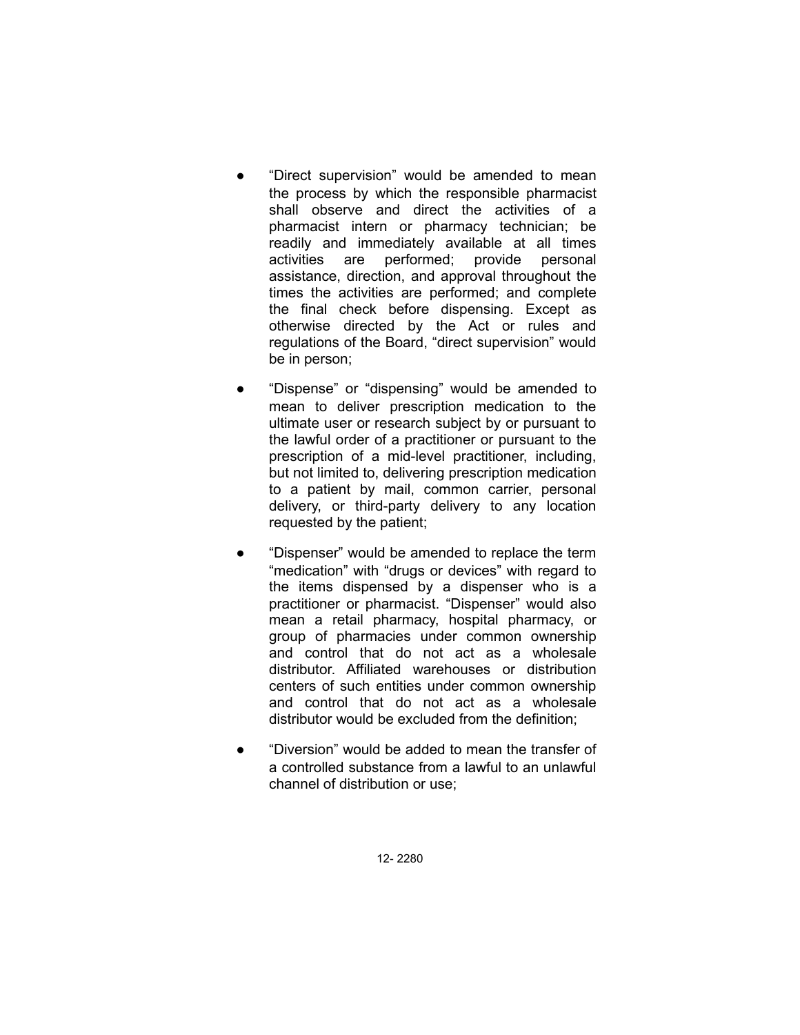- "Direct supervision" would be amended to mean the process by which the responsible pharmacist shall observe and direct the activities of a pharmacist intern or pharmacy technician; be readily and immediately available at all times activities are performed; provide personal assistance, direction, and approval throughout the times the activities are performed; and complete the final check before dispensing. Except as otherwise directed by the Act or rules and regulations of the Board, "direct supervision" would be in person;

- "Dispense" or "dispensing" would be amended to mean to deliver prescription medication to the ultimate user or research subject by or pursuant to the lawful order of a practitioner or pursuant to the prescription of a mid-level practitioner, including, but not limited to, delivering prescription medication to a patient by mail, common carrier, personal delivery, or third-party delivery to any location requested by the patient;

- "Dispenser" would be amended to replace the term "medication" with "drugs or devices" with regard to the items dispensed by a dispenser who is a practitioner or pharmacist. "Dispenser" would also mean a retail pharmacy, hospital pharmacy, or group of pharmacies under common ownership and control that do not act as a wholesale distributor. Affiliated warehouses or distribution centers of such entities under common ownership and control that do not act as a wholesale distributor would be excluded from the definition;

- "Diversion" would be added to mean the transfer of a controlled substance from a lawful to an unlawful channel of distribution or use;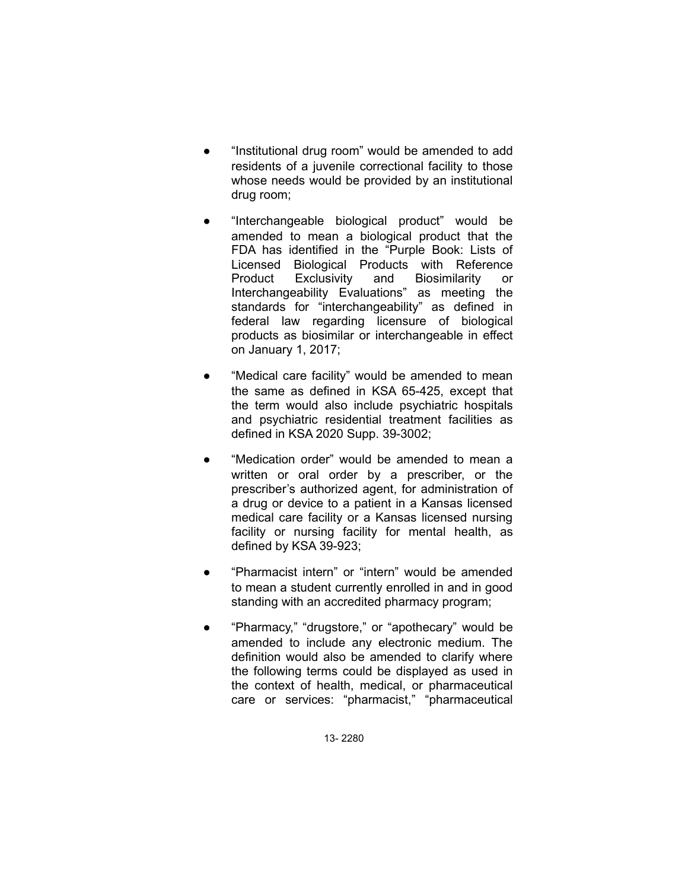- "Institutional drug room" would be amended to add residents of a juvenile correctional facility to those whose needs would be provided by an institutional drug room;
- "Interchangeable biological product" would be amended to mean a biological product that the FDA has identified in the "Purple Book: Lists of Licensed Biological Products with Reference Product Exclusivity and Biosimilarity or Interchangeability Evaluations" as meeting the standards for "interchangeability" as defined in federal law regarding licensure of biological products as biosimilar or interchangeable in effect on January 1, 2017;
- "Medical care facility" would be amended to mean the same as defined in KSA 65-425, except that the term would also include psychiatric hospitals and psychiatric residential treatment facilities as defined in KSA 2020 Supp. 39-3002;
- "Medication order" would be amended to mean a written or oral order by a prescriber, or the prescriber's authorized agent, for administration of a drug or device to a patient in a Kansas licensed medical care facility or a Kansas licensed nursing facility or nursing facility for mental health, as defined by KSA 39-923;
- "Pharmacist intern" or "intern" would be amended to mean a student currently enrolled in and in good standing with an accredited pharmacy program;
- "Pharmacy," "drugstore," or "apothecary" would be amended to include any electronic medium. The definition would also be amended to clarify where the following terms could be displayed as used in the context of health, medical, or pharmaceutical care or services: "pharmacist," "pharmaceutical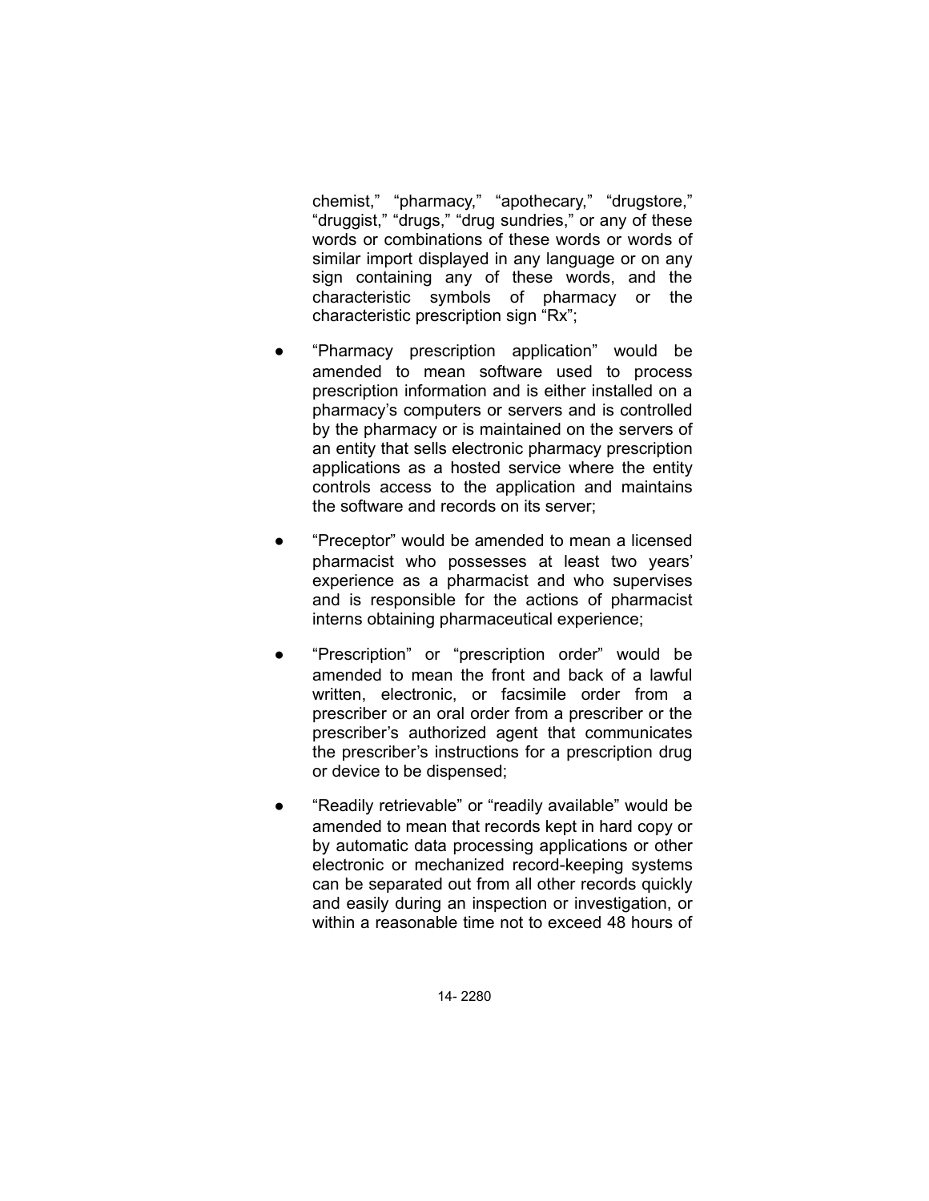chemist," "pharmacy," "apothecary," "drugstore," "druggist," "drugs," "drug sundries," or any of these words or combinations of these words or words of similar import displayed in any language or on any sign containing any of these words, and the characteristic symbols of pharmacy or the characteristic prescription sign "Rx";

- "Pharmacy prescription application" would be amended to mean software used to process prescription information and is either installed on a pharmacy's computers or servers and is controlled by the pharmacy or is maintained on the servers of an entity that sells electronic pharmacy prescription applications as a hosted service where the entity controls access to the application and maintains the software and records on its server;

- "Preceptor" would be amended to mean a licensed pharmacist who possesses at least two years' experience as a pharmacist and who supervises and is responsible for the actions of pharmacist interns obtaining pharmaceutical experience;

- "Prescription" or "prescription order" would be amended to mean the front and back of a lawful written, electronic, or facsimile order from a prescriber or an oral order from a prescriber or the prescriber's authorized agent that communicates the prescriber's instructions for a prescription drug or device to be dispensed;

- "Readily retrievable" or "readily available" would be amended to mean that records kept in hard copy or by automatic data processing applications or other electronic or mechanized record-keeping systems can be separated out from all other records quickly and easily during an inspection or investigation, or within a reasonable time not to exceed 48 hours of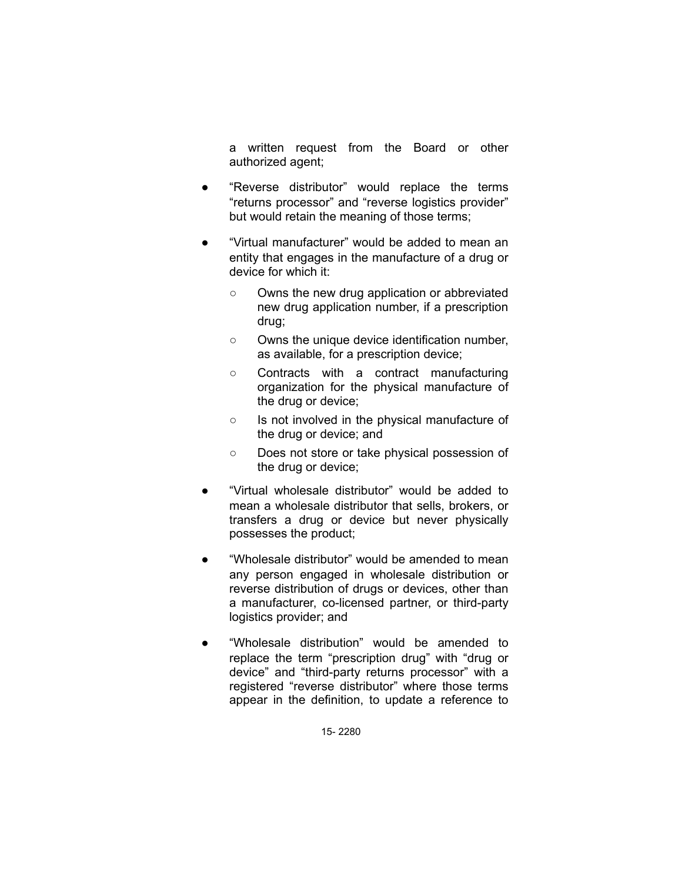a written request from the Board or other authorized agent;

- "Reverse distributor" would replace the terms "returns processor" and "reverse logistics provider" but would retain the meaning of those terms;
- "Virtual manufacturer" would be added to mean an entity that engages in the manufacture of a drug or device for which it:
  - Owns the new drug application or abbreviated new drug application number, if a prescription drug;
  - Owns the unique device identification number, as available, for a prescription device;
  - Contracts with a contract manufacturing organization for the physical manufacture of the drug or device;
  - Is not involved in the physical manufacture of the drug or device; and
  - Does not store or take physical possession of the drug or device;
- "Virtual wholesale distributor" would be added to mean a wholesale distributor that sells, brokers, or transfers a drug or device but never physically possesses the product;
- "Wholesale distributor" would be amended to mean any person engaged in wholesale distribution or reverse distribution of drugs or devices, other than a manufacturer, co-licensed partner, or third-party logistics provider; and
- "Wholesale distribution" would be amended to replace the term "prescription drug" with "drug or device" and "third-party returns processor" with a registered "reverse distributor" where those terms appear in the definition, to update a reference to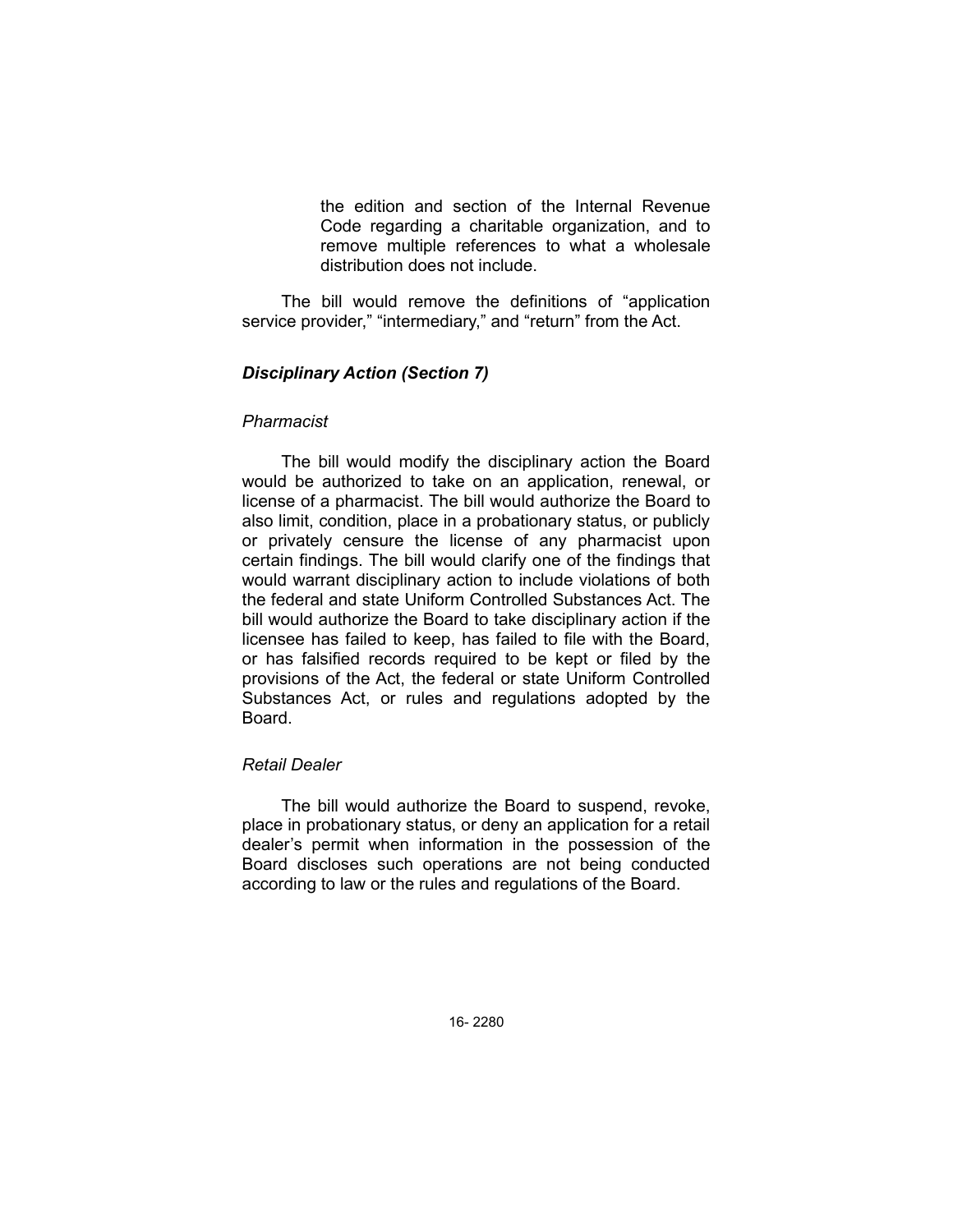the edition and section of the Internal Revenue Code regarding a charitable organization, and to remove multiple references to what a wholesale distribution does not include.

The bill would remove the definitions of “application service provider,” “intermediary,” and “return” from the Act.

### *Disciplinary Action (Section 7)*

#### *Pharmacist*

The bill would modify the disciplinary action the Board would be authorized to take on an application, renewal, or license of a pharmacist. The bill would authorize the Board to also limit, condition, place in a probationary status, or publicly or privately censure the license of any pharmacist upon certain findings. The bill would clarify one of the findings that would warrant disciplinary action to include violations of both the federal and state Uniform Controlled Substances Act. The bill would authorize the Board to take disciplinary action if the licensee has failed to keep, has failed to file with the Board, or has falsified records required to be kept or filed by the provisions of the Act, the federal or state Uniform Controlled Substances Act, or rules and regulations adopted by the Board.

#### *Retail Dealer*

The bill would authorize the Board to suspend, revoke, place in probationary status, or deny an application for a retail dealer’s permit when information in the possession of the Board discloses such operations are not being conducted according to law or the rules and regulations of the Board.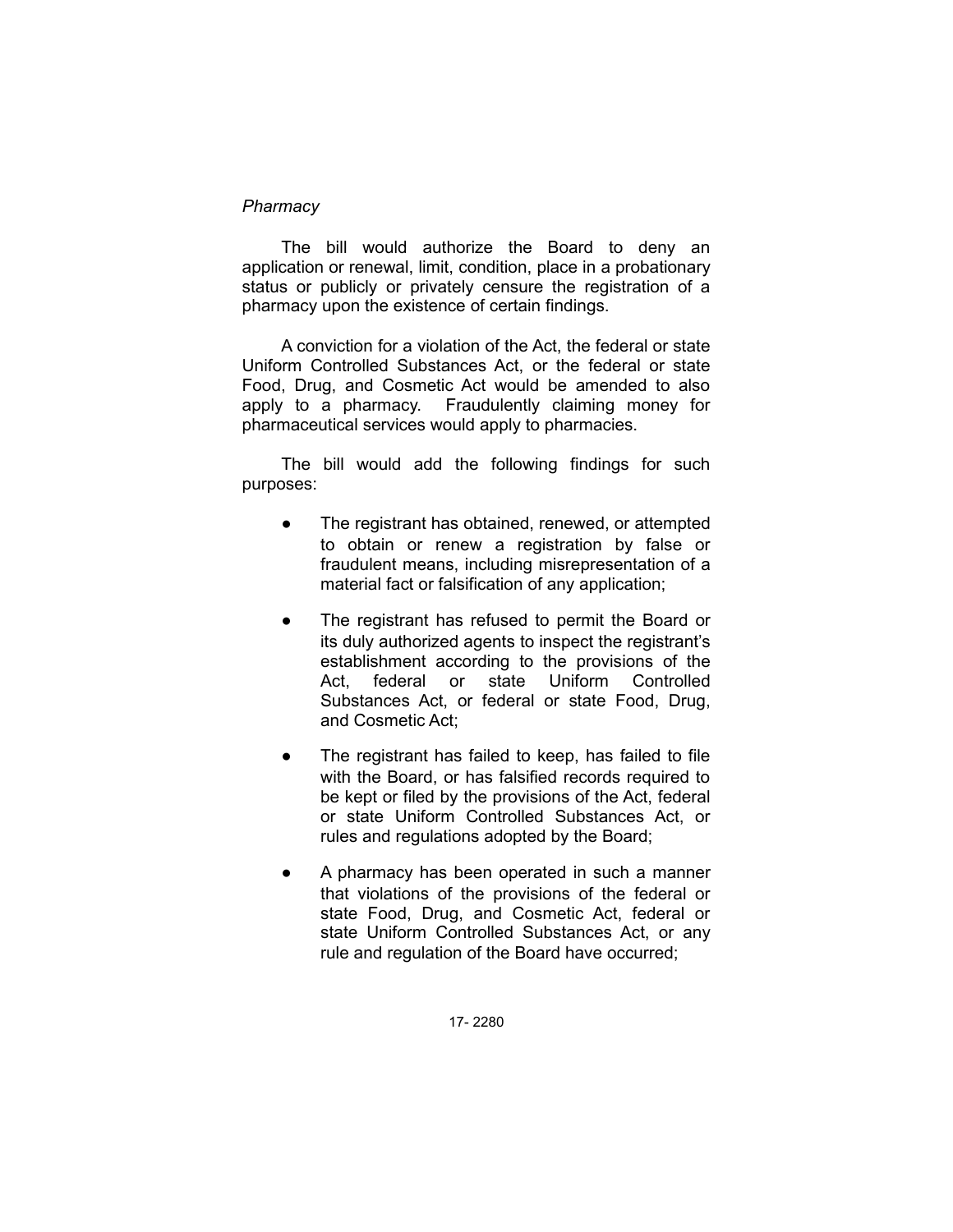*Pharmacy*

The bill would authorize the Board to deny an application or renewal, limit, condition, place in a probationary status or publicly or privately censure the registration of a pharmacy upon the existence of certain findings.

A conviction for a violation of the Act, the federal or state Uniform Controlled Substances Act, or the federal or state Food, Drug, and Cosmetic Act would be amended to also apply to a pharmacy. Fraudulently claiming money for pharmaceutical services would apply to pharmacies.

The bill would add the following findings for such purposes:

- The registrant has obtained, renewed, or attempted to obtain or renew a registration by false or fraudulent means, including misrepresentation of a material fact or falsification of any application;
- The registrant has refused to permit the Board or its duly authorized agents to inspect the registrant's establishment according to the provisions of the Act, federal or state Uniform Controlled Substances Act, or federal or state Food, Drug, and Cosmetic Act;
- The registrant has failed to keep, has failed to file with the Board, or has falsified records required to be kept or filed by the provisions of the Act, federal or state Uniform Controlled Substances Act, or rules and regulations adopted by the Board;
- A pharmacy has been operated in such a manner that violations of the provisions of the federal or state Food, Drug, and Cosmetic Act, federal or state Uniform Controlled Substances Act, or any rule and regulation of the Board have occurred;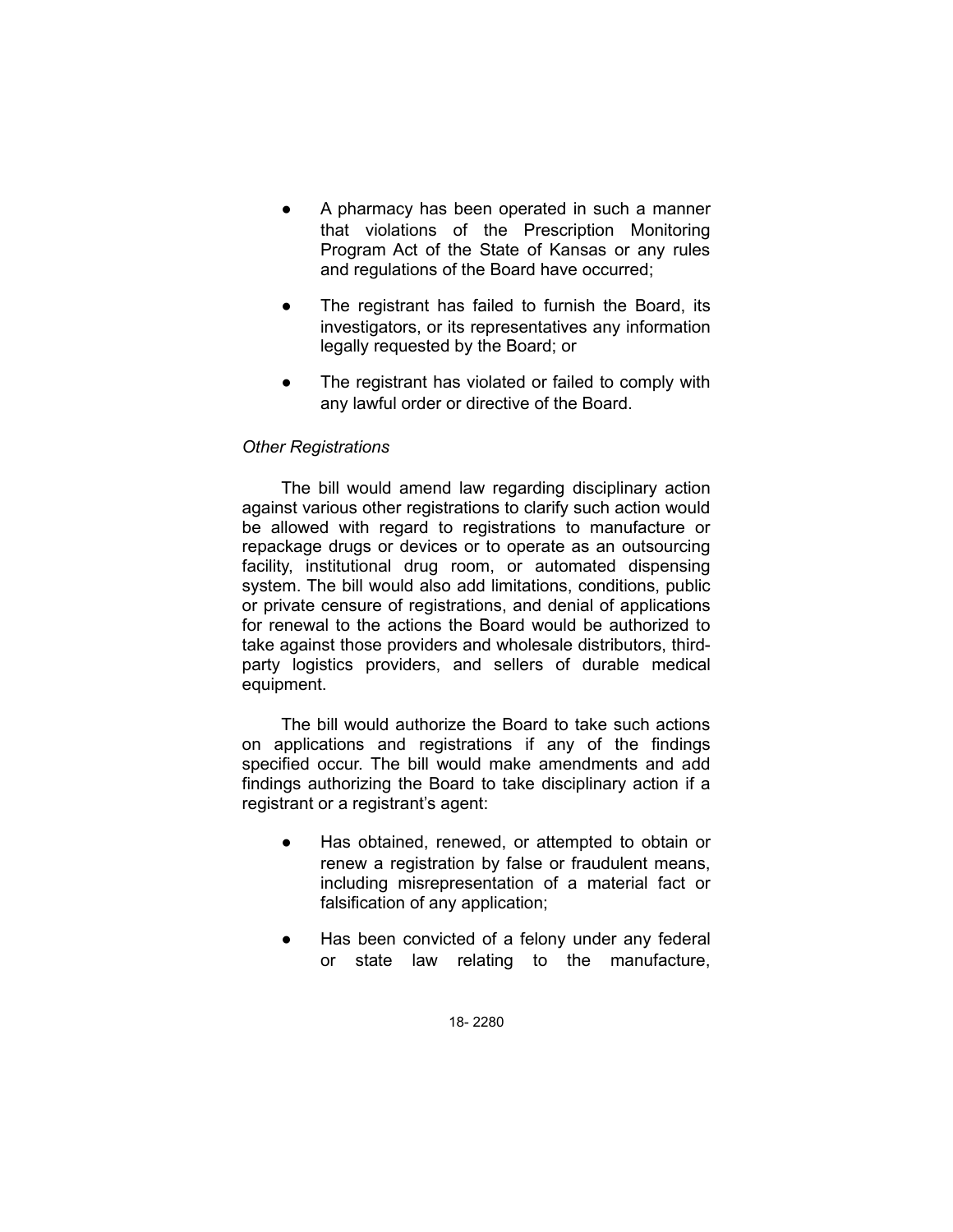- A pharmacy has been operated in such a manner that violations of the Prescription Monitoring Program Act of the State of Kansas or any rules and regulations of the Board have occurred;
- The registrant has failed to furnish the Board, its investigators, or its representatives any information legally requested by the Board; or
- The registrant has violated or failed to comply with any lawful order or directive of the Board.

*Other Registrations*

The bill would amend law regarding disciplinary action against various other registrations to clarify such action would be allowed with regard to registrations to manufacture or repackage drugs or devices or to operate as an outsourcing facility, institutional drug room, or automated dispensing system. The bill would also add limitations, conditions, public or private censure of registrations, and denial of applications for renewal to the actions the Board would be authorized to take against those providers and wholesale distributors, third-party logistics providers, and sellers of durable medical equipment.

The bill would authorize the Board to take such actions on applications and registrations if any of the findings specified occur. The bill would make amendments and add findings authorizing the Board to take disciplinary action if a registrant or a registrant's agent:

- Has obtained, renewed, or attempted to obtain or renew a registration by false or fraudulent means, including misrepresentation of a material fact or falsification of any application;
- Has been convicted of a felony under any federal or state law relating to the manufacture,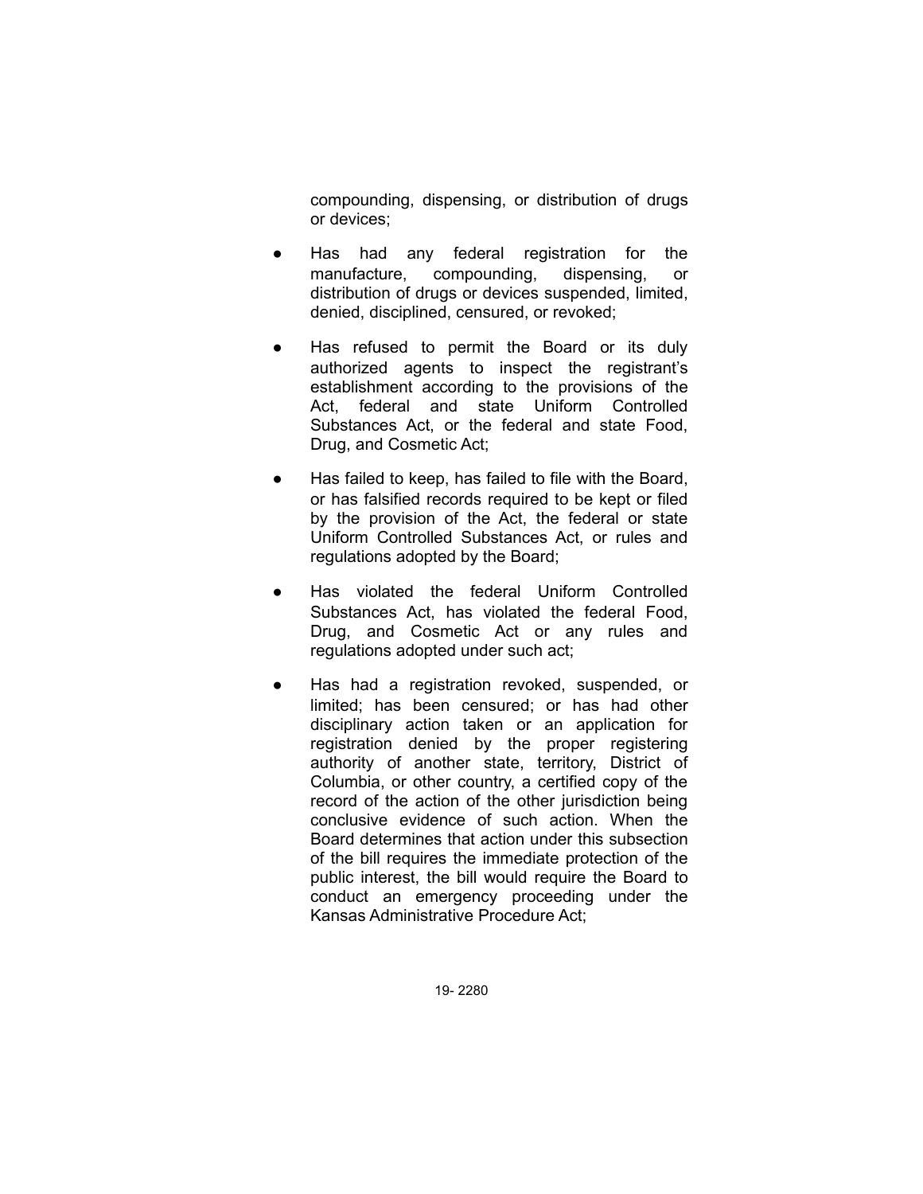compounding, dispensing, or distribution of drugs or devices;

- Has had any federal registration for the manufacture, compounding, dispensing, or distribution of drugs or devices suspended, limited, denied, disciplined, censured, or revoked;
- Has refused to permit the Board or its duly authorized agents to inspect the registrant's establishment according to the provisions of the Act, federal and state Uniform Controlled Substances Act, or the federal and state Food, Drug, and Cosmetic Act;
- Has failed to keep, has failed to file with the Board, or has falsified records required to be kept or filed by the provision of the Act, the federal or state Uniform Controlled Substances Act, or rules and regulations adopted by the Board;
- Has violated the federal Uniform Controlled Substances Act, has violated the federal Food, Drug, and Cosmetic Act or any rules and regulations adopted under such act;
- Has had a registration revoked, suspended, or limited; has been censured; or has had other disciplinary action taken or an application for registration denied by the proper registering authority of another state, territory, District of Columbia, or other country, a certified copy of the record of the action of the other jurisdiction being conclusive evidence of such action. When the Board determines that action under this subsection of the bill requires the immediate protection of the public interest, the bill would require the Board to conduct an emergency proceeding under the Kansas Administrative Procedure Act;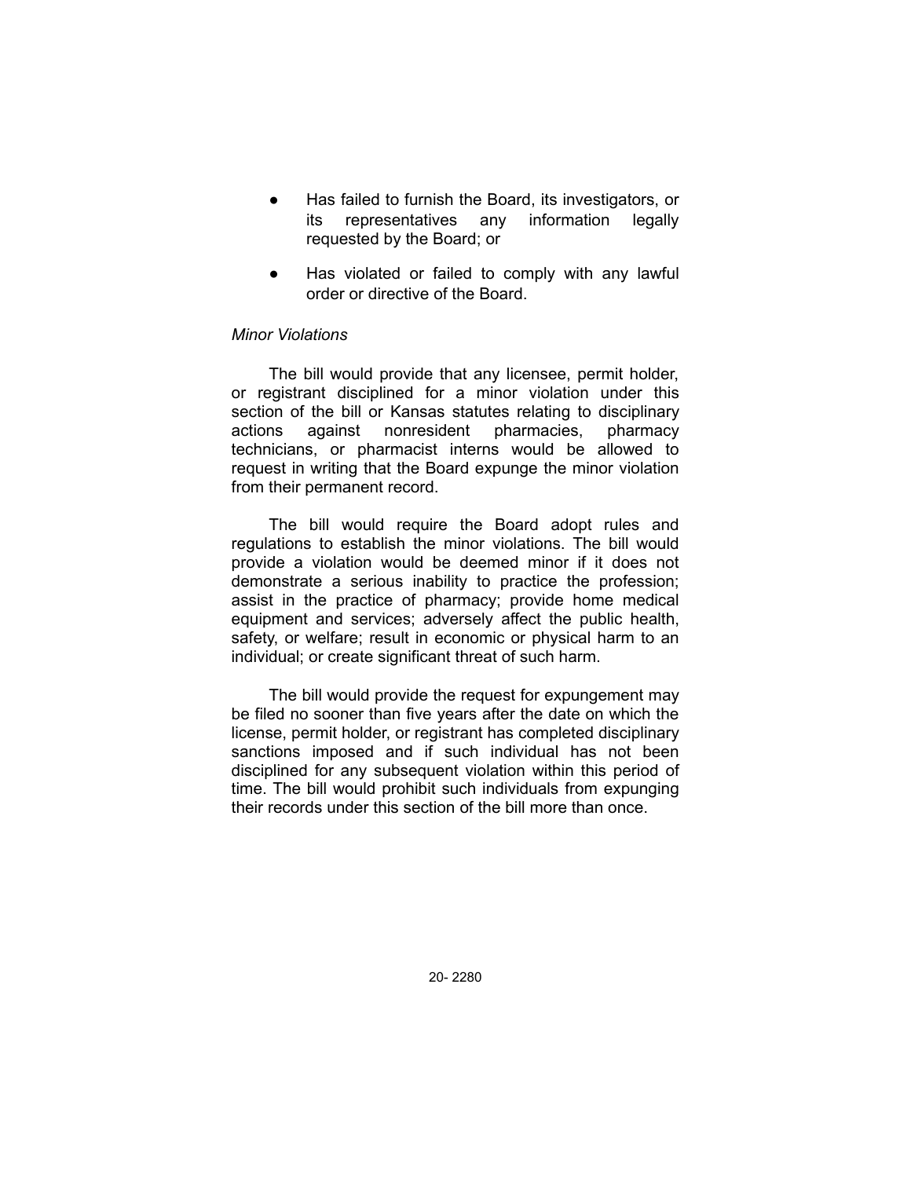- Has failed to furnish the Board, its investigators, or its representatives any information legally requested by the Board; or
- Has violated or failed to comply with any lawful order or directive of the Board.

*Minor Violations*

The bill would provide that any licensee, permit holder, or registrant disciplined for a minor violation under this section of the bill or Kansas statutes relating to disciplinary actions against nonresident pharmacies, pharmacy technicians, or pharmacist interns would be allowed to request in writing that the Board expunge the minor violation from their permanent record.

The bill would require the Board adopt rules and regulations to establish the minor violations. The bill would provide a violation would be deemed minor if it does not demonstrate a serious inability to practice the profession; assist in the practice of pharmacy; provide home medical equipment and services; adversely affect the public health, safety, or welfare; result in economic or physical harm to an individual; or create significant threat of such harm.

The bill would provide the request for expungement may be filed no sooner than five years after the date on which the license, permit holder, or registrant has completed disciplinary sanctions imposed and if such individual has not been disciplined for any subsequent violation within this period of time. The bill would prohibit such individuals from expunging their records under this section of the bill more than once.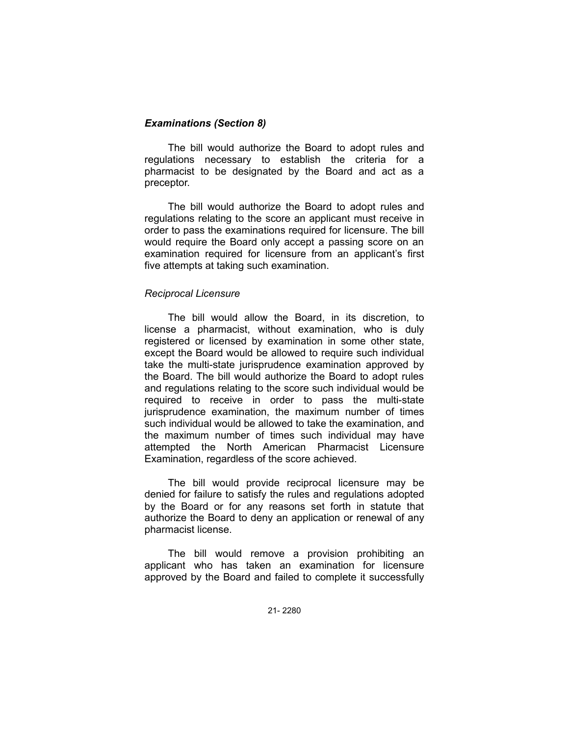### *Examinations (Section 8)*

The bill would authorize the Board to adopt rules and regulations necessary to establish the criteria for a pharmacist to be designated by the Board and act as a preceptor.

The bill would authorize the Board to adopt rules and regulations relating to the score an applicant must receive in order to pass the examinations required for licensure. The bill would require the Board only accept a passing score on an examination required for licensure from an applicant's first five attempts at taking such examination.

#### *Reciprocal Licensure*

The bill would allow the Board, in its discretion, to license a pharmacist, without examination, who is duly registered or licensed by examination in some other state, except the Board would be allowed to require such individual take the multi-state jurisprudence examination approved by the Board. The bill would authorize the Board to adopt rules and regulations relating to the score such individual would be required to receive in order to pass the multi-state jurisprudence examination, the maximum number of times such individual would be allowed to take the examination, and the maximum number of times such individual may have attempted the North American Pharmacist Licensure Examination, regardless of the score achieved.

The bill would provide reciprocal licensure may be denied for failure to satisfy the rules and regulations adopted by the Board or for any reasons set forth in statute that authorize the Board to deny an application or renewal of any pharmacist license.

The bill would remove a provision prohibiting an applicant who has taken an examination for licensure approved by the Board and failed to complete it successfully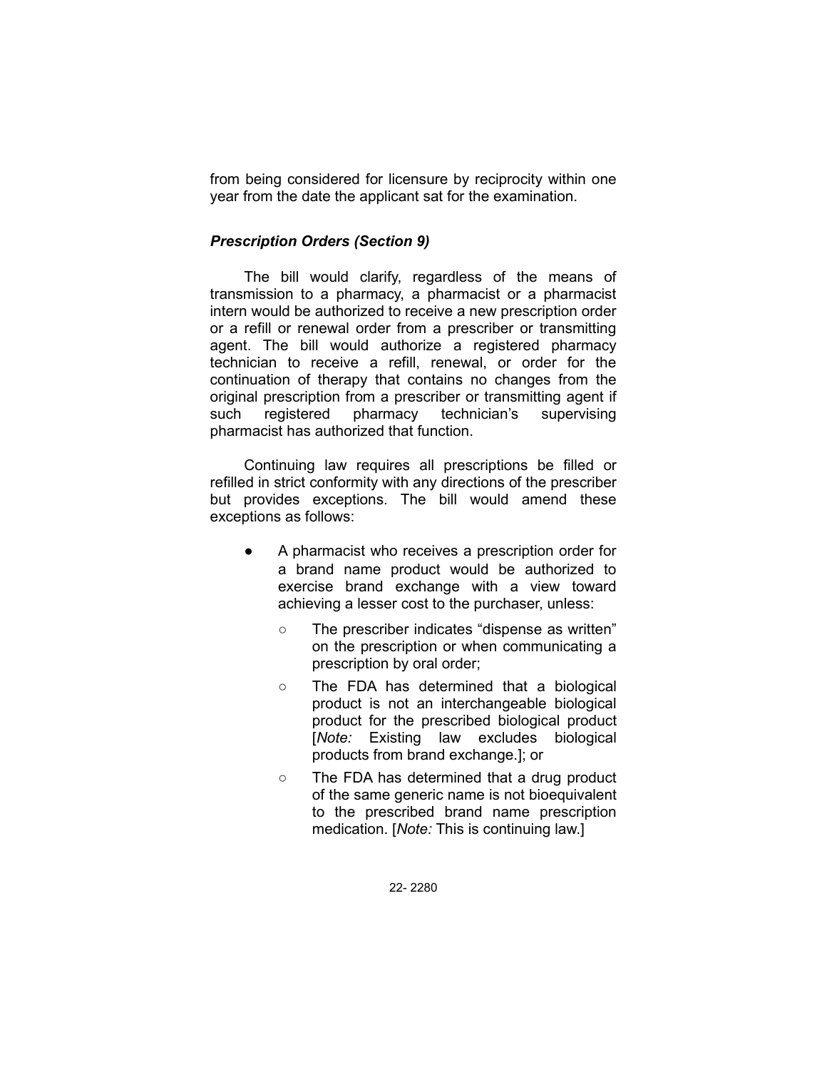from being considered for licensure by reciprocity within one year from the date the applicant sat for the examination.

### *Prescription Orders (Section 9)*

The bill would clarify, regardless of the means of transmission to a pharmacy, a pharmacist or a pharmacist intern would be authorized to receive a new prescription order or a refill or renewal order from a prescriber or transmitting agent. The bill would authorize a registered pharmacy technician to receive a refill, renewal, or order for the continuation of therapy that contains no changes from the original prescription from a prescriber or transmitting agent if such registered pharmacy technician's supervising pharmacist has authorized that function.

Continuing law requires all prescriptions be filled or refilled in strict conformity with any directions of the prescriber but provides exceptions. The bill would amend these exceptions as follows:

- A pharmacist who receives a prescription order for a brand name product would be authorized to exercise brand exchange with a view toward achieving a lesser cost to the purchaser, unless:
  - The prescriber indicates "dispense as written" on the prescription or when communicating a prescription by oral order;
  - The FDA has determined that a biological product is not an interchangeable biological product for the prescribed biological product [*Note:* Existing law excludes biological products from brand exchange.]; or
  - The FDA has determined that a drug product of the same generic name is not bioequivalent to the prescribed brand name prescription medication. [*Note:* This is continuing law.]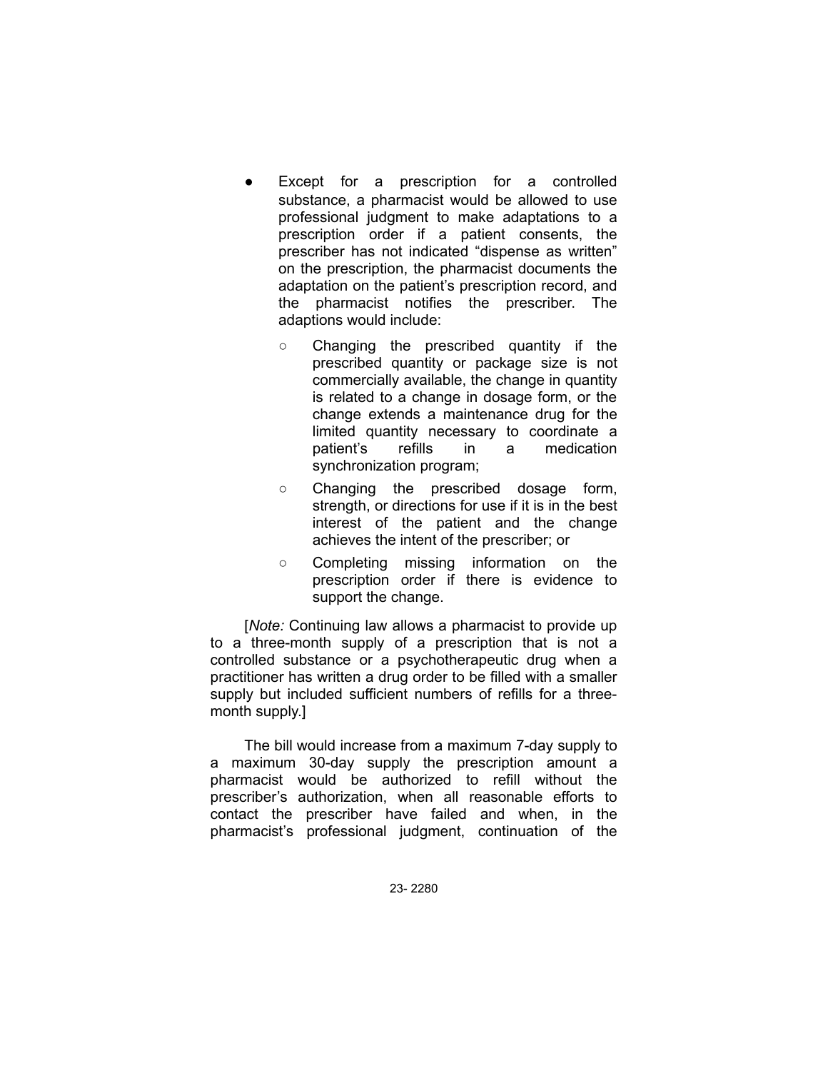- Except for a prescription for a controlled substance, a pharmacist would be allowed to use professional judgment to make adaptations to a prescription order if a patient consents, the prescriber has not indicated "dispense as written" on the prescription, the pharmacist documents the adaptation on the patient's prescription record, and the pharmacist notifies the prescriber. The adaptions would include:
  - Changing the prescribed quantity if the prescribed quantity or package size is not commercially available, the change in quantity is related to a change in dosage form, or the change extends a maintenance drug for the limited quantity necessary to coordinate a patient's refills in a medication synchronization program;
  - Changing the prescribed dosage form, strength, or directions for use if it is in the best interest of the patient and the change achieves the intent of the prescriber; or
  - Completing missing information on the prescription order if there is evidence to support the change.

[*Note:* Continuing law allows a pharmacist to provide up to a three-month supply of a prescription that is not a controlled substance or a psychotherapeutic drug when a practitioner has written a drug order to be filled with a smaller supply but included sufficient numbers of refills for a three-month supply.]

The bill would increase from a maximum 7-day supply to a maximum 30-day supply the prescription amount a pharmacist would be authorized to refill without the prescriber's authorization, when all reasonable efforts to contact the prescriber have failed and when, in the pharmacist's professional judgment, continuation of the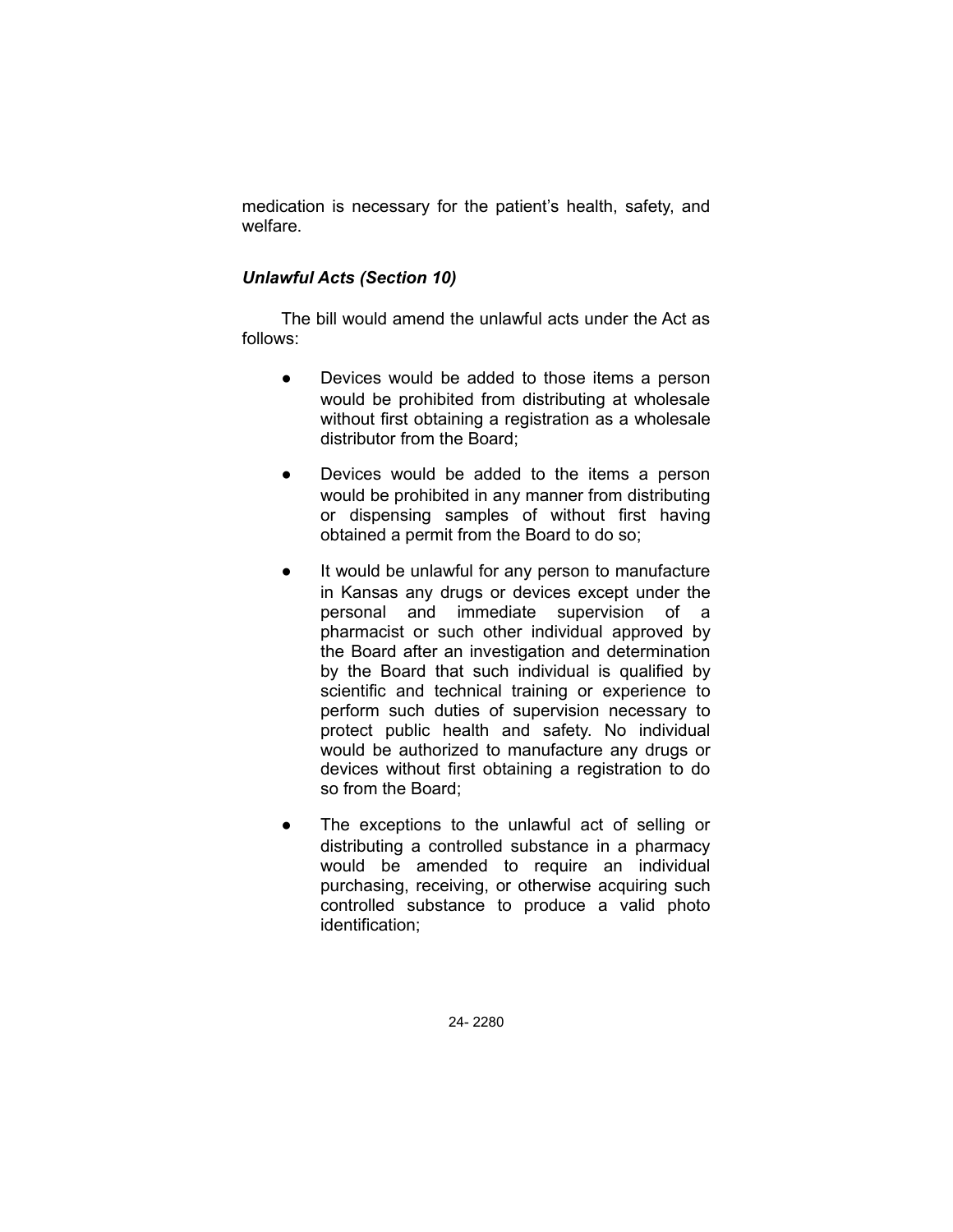medication is necessary for the patient's health, safety, and welfare.

***Unlawful Acts (Section 10)***

The bill would amend the unlawful acts under the Act as follows:

- Devices would be added to those items a person would be prohibited from distributing at wholesale without first obtaining a registration as a wholesale distributor from the Board;
- Devices would be added to the items a person would be prohibited in any manner from distributing or dispensing samples of without first having obtained a permit from the Board to do so;
- It would be unlawful for any person to manufacture in Kansas any drugs or devices except under the personal and immediate supervision of a pharmacist or such other individual approved by the Board after an investigation and determination by the Board that such individual is qualified by scientific and technical training or experience to perform such duties of supervision necessary to protect public health and safety. No individual would be authorized to manufacture any drugs or devices without first obtaining a registration to do so from the Board;
- The exceptions to the unlawful act of selling or distributing a controlled substance in a pharmacy would be amended to require an individual purchasing, receiving, or otherwise acquiring such controlled substance to produce a valid photo identification;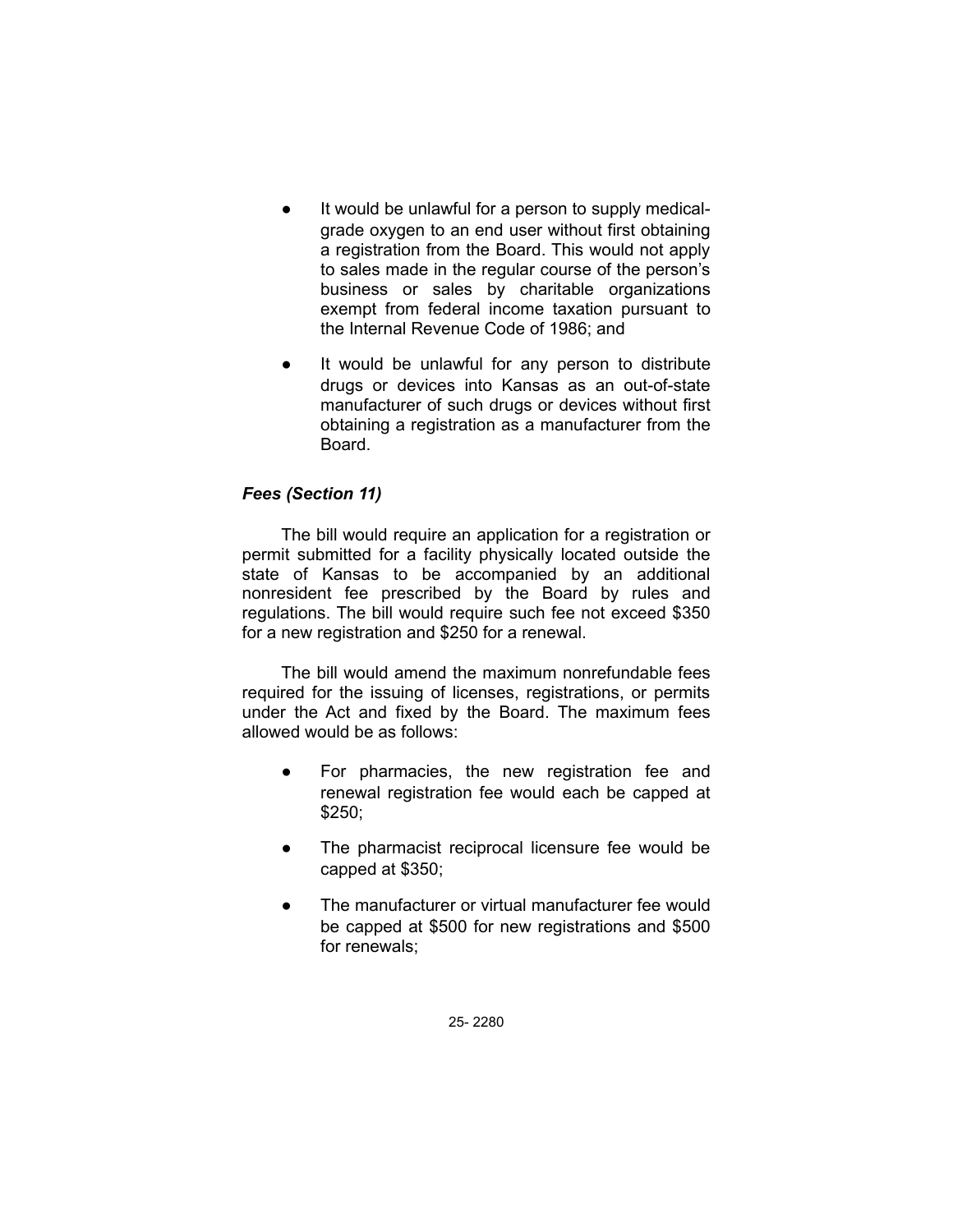- It would be unlawful for a person to supply medical-grade oxygen to an end user without first obtaining a registration from the Board. This would not apply to sales made in the regular course of the person's business or sales by charitable organizations exempt from federal income taxation pursuant to the Internal Revenue Code of 1986; and

- It would be unlawful for any person to distribute drugs or devices into Kansas as an out-of-state manufacturer of such drugs or devices without first obtaining a registration as a manufacturer from the Board.

***Fees (Section 11)***

The bill would require an application for a registration or permit submitted for a facility physically located outside the state of Kansas to be accompanied by an additional nonresident fee prescribed by the Board by rules and regulations. The bill would require such fee not exceed $350 for a new registration and $250 for a renewal.

The bill would amend the maximum nonrefundable fees required for the issuing of licenses, registrations, or permits under the Act and fixed by the Board. The maximum fees allowed would be as follows:

- For pharmacies, the new registration fee and renewal registration fee would each be capped at $250;

- The pharmacist reciprocal licensure fee would be capped at $350;

- The manufacturer or virtual manufacturer fee would be capped at $500 for new registrations and $500 for renewals;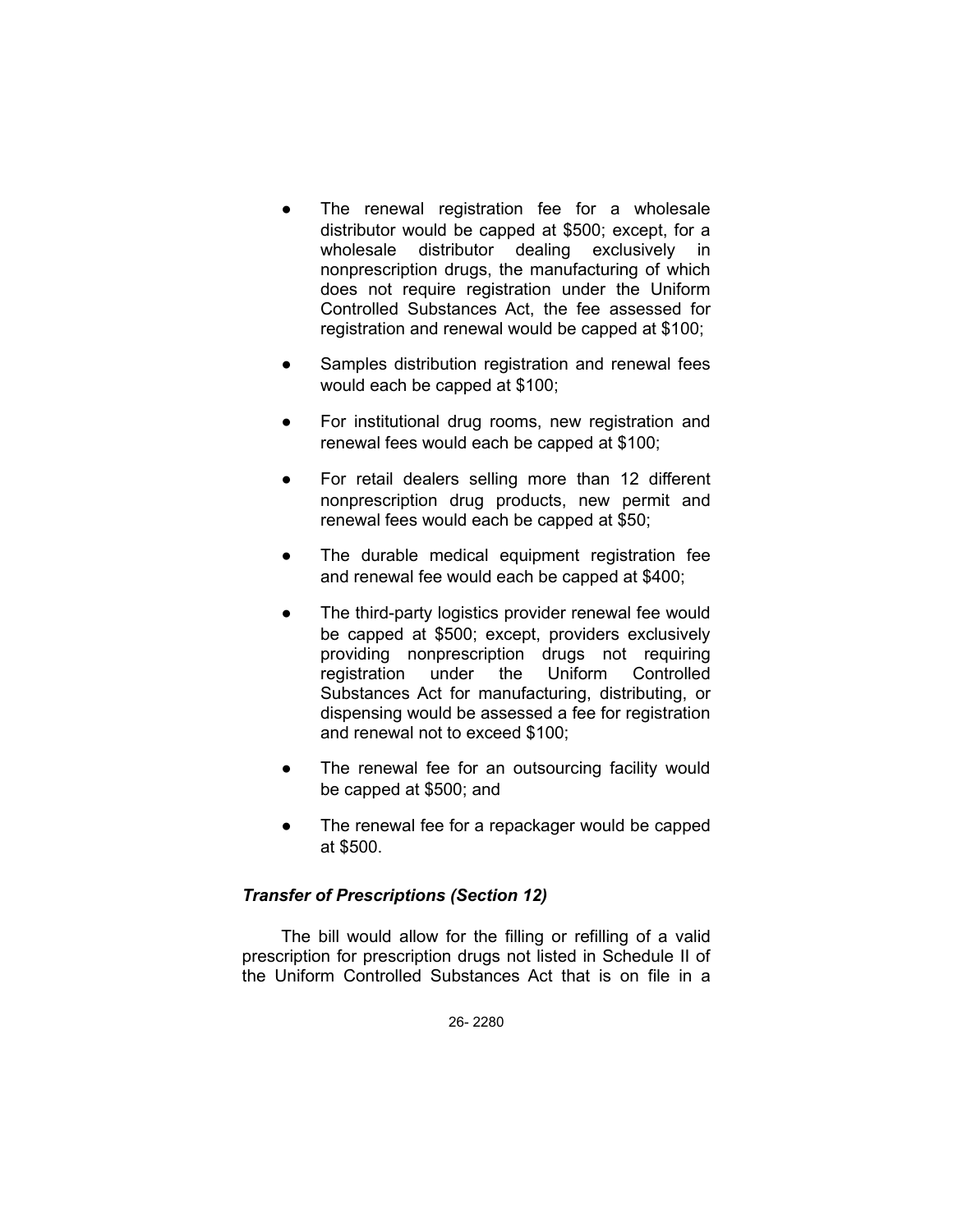- The renewal registration fee for a wholesale distributor would be capped at $500; except, for a wholesale distributor dealing exclusively in nonprescription drugs, the manufacturing of which does not require registration under the Uniform Controlled Substances Act, the fee assessed for registration and renewal would be capped at $100;

- Samples distribution registration and renewal fees would each be capped at $100;

- For institutional drug rooms, new registration and renewal fees would each be capped at $100;

- For retail dealers selling more than 12 different nonprescription drug products, new permit and renewal fees would each be capped at $50;

- The durable medical equipment registration fee and renewal fee would each be capped at $400;

- The third-party logistics provider renewal fee would be capped at $500; except, providers exclusively providing nonprescription drugs not requiring registration under the Uniform Controlled Substances Act for manufacturing, distributing, or dispensing would be assessed a fee for registration and renewal not to exceed $100;

- The renewal fee for an outsourcing facility would be capped at $500; and

- The renewal fee for a repackager would be capped at $500.

### *Transfer of Prescriptions (Section 12)*

The bill would allow for the filling or refilling of a valid prescription for prescription drugs not listed in Schedule II of the Uniform Controlled Substances Act that is on file in a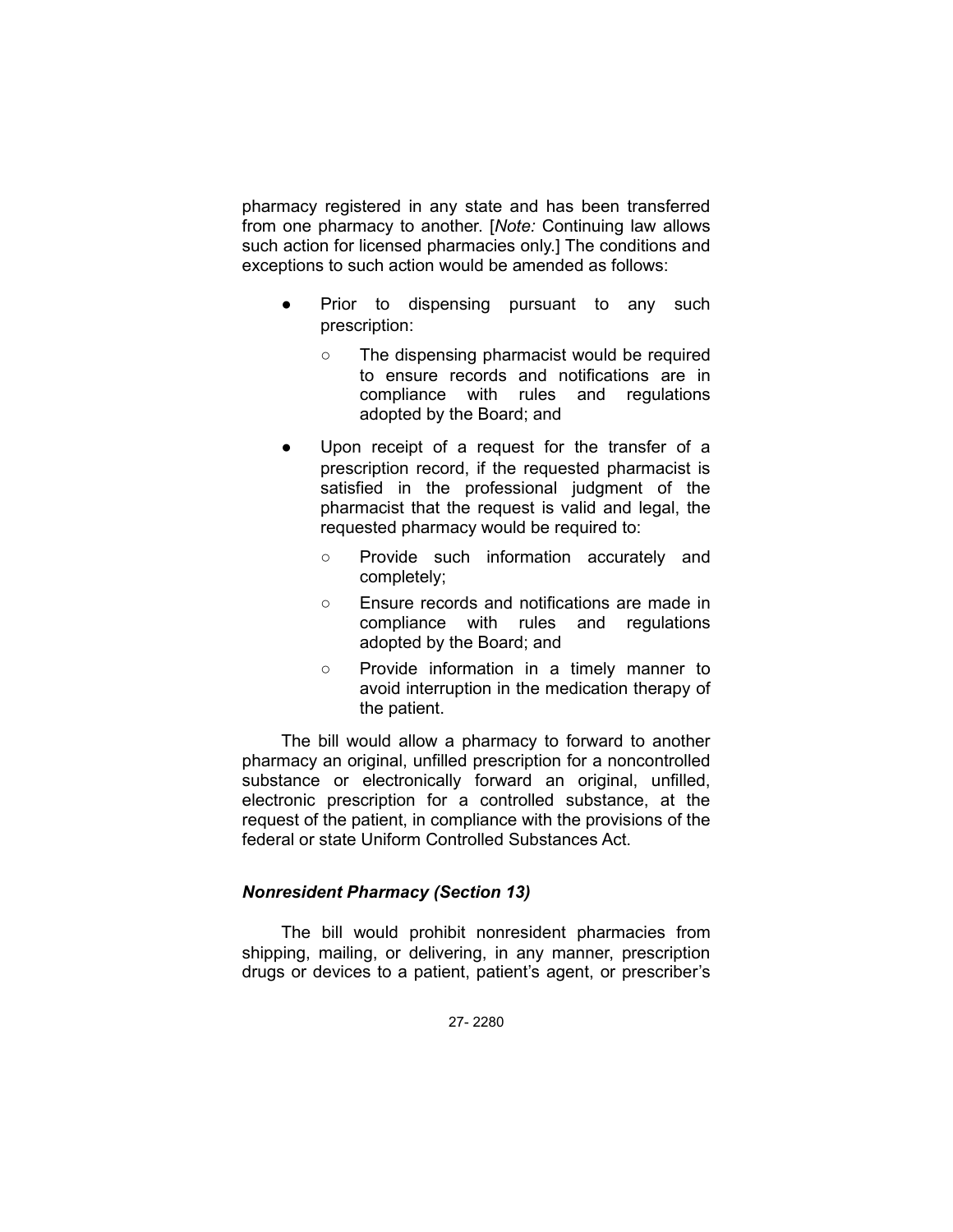pharmacy registered in any state and has been transferred from one pharmacy to another. [*Note:* Continuing law allows such action for licensed pharmacies only.] The conditions and exceptions to such action would be amended as follows:

- Prior to dispensing pursuant to any such prescription:
  - The dispensing pharmacist would be required to ensure records and notifications are in compliance with rules and regulations adopted by the Board; and
- Upon receipt of a request for the transfer of a prescription record, if the requested pharmacist is satisfied in the professional judgment of the pharmacist that the request is valid and legal, the requested pharmacy would be required to:
  - Provide such information accurately and completely;
  - Ensure records and notifications are made in compliance with rules and regulations adopted by the Board; and
  - Provide information in a timely manner to avoid interruption in the medication therapy of the patient.

The bill would allow a pharmacy to forward to another pharmacy an original, unfilled prescription for a noncontrolled substance or electronically forward an original, unfilled, electronic prescription for a controlled substance, at the request of the patient, in compliance with the provisions of the federal or state Uniform Controlled Substances Act.

### *Nonresident Pharmacy (Section 13)*

The bill would prohibit nonresident pharmacies from shipping, mailing, or delivering, in any manner, prescription drugs or devices to a patient, patient's agent, or prescriber's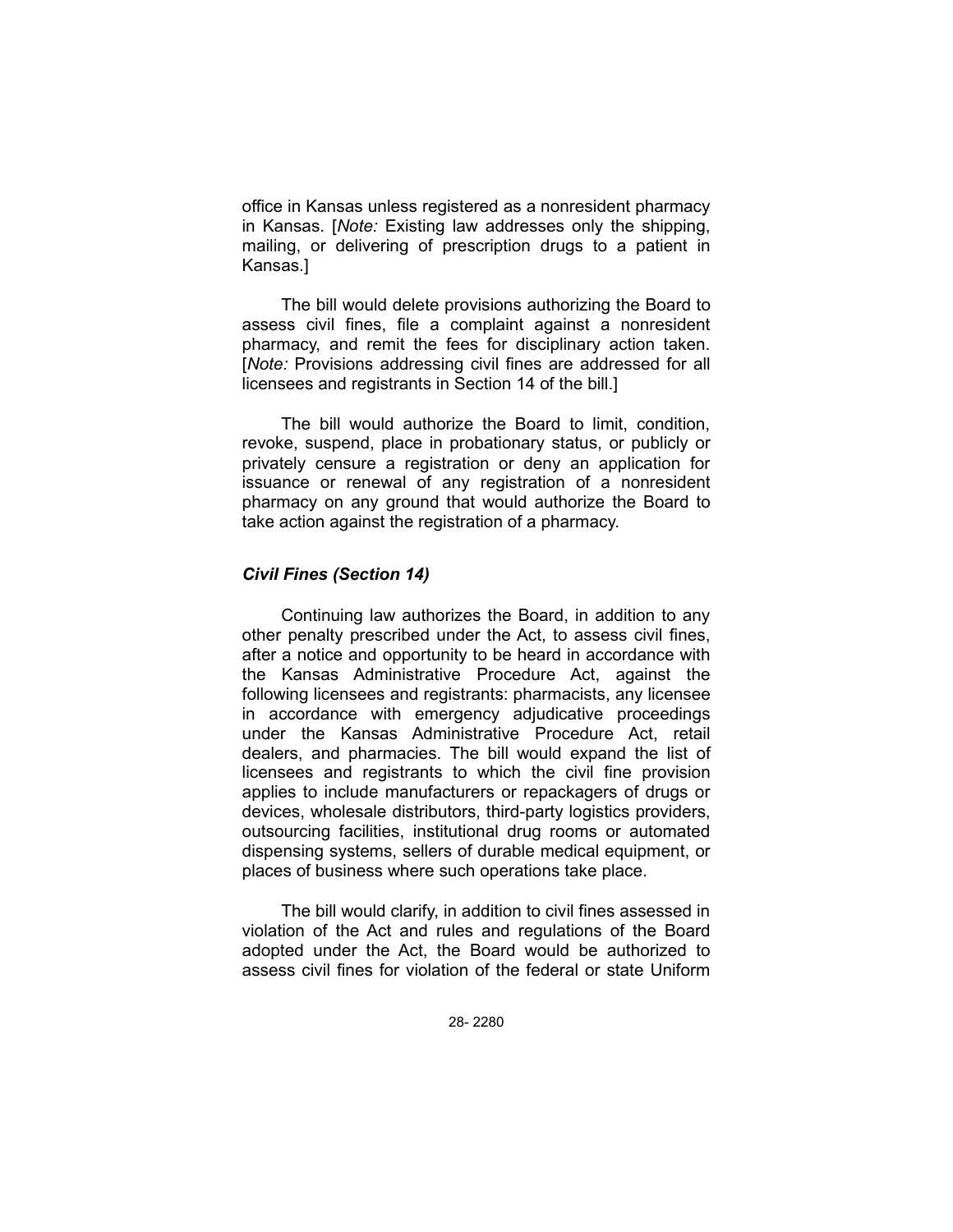office in Kansas unless registered as a nonresident pharmacy in Kansas. [*Note:* Existing law addresses only the shipping, mailing, or delivering of prescription drugs to a patient in Kansas.]

The bill would delete provisions authorizing the Board to assess civil fines, file a complaint against a nonresident pharmacy, and remit the fees for disciplinary action taken. [*Note:* Provisions addressing civil fines are addressed for all licensees and registrants in Section 14 of the bill.]

The bill would authorize the Board to limit, condition, revoke, suspend, place in probationary status, or publicly or privately censure a registration or deny an application for issuance or renewal of any registration of a nonresident pharmacy on any ground that would authorize the Board to take action against the registration of a pharmacy.

### *Civil Fines (Section 14)*

Continuing law authorizes the Board, in addition to any other penalty prescribed under the Act, to assess civil fines, after a notice and opportunity to be heard in accordance with the Kansas Administrative Procedure Act, against the following licensees and registrants: pharmacists, any licensee in accordance with emergency adjudicative proceedings under the Kansas Administrative Procedure Act, retail dealers, and pharmacies. The bill would expand the list of licensees and registrants to which the civil fine provision applies to include manufacturers or repackagers of drugs or devices, wholesale distributors, third-party logistics providers, outsourcing facilities, institutional drug rooms or automated dispensing systems, sellers of durable medical equipment, or places of business where such operations take place.

The bill would clarify, in addition to civil fines assessed in violation of the Act and rules and regulations of the Board adopted under the Act, the Board would be authorized to assess civil fines for violation of the federal or state Uniform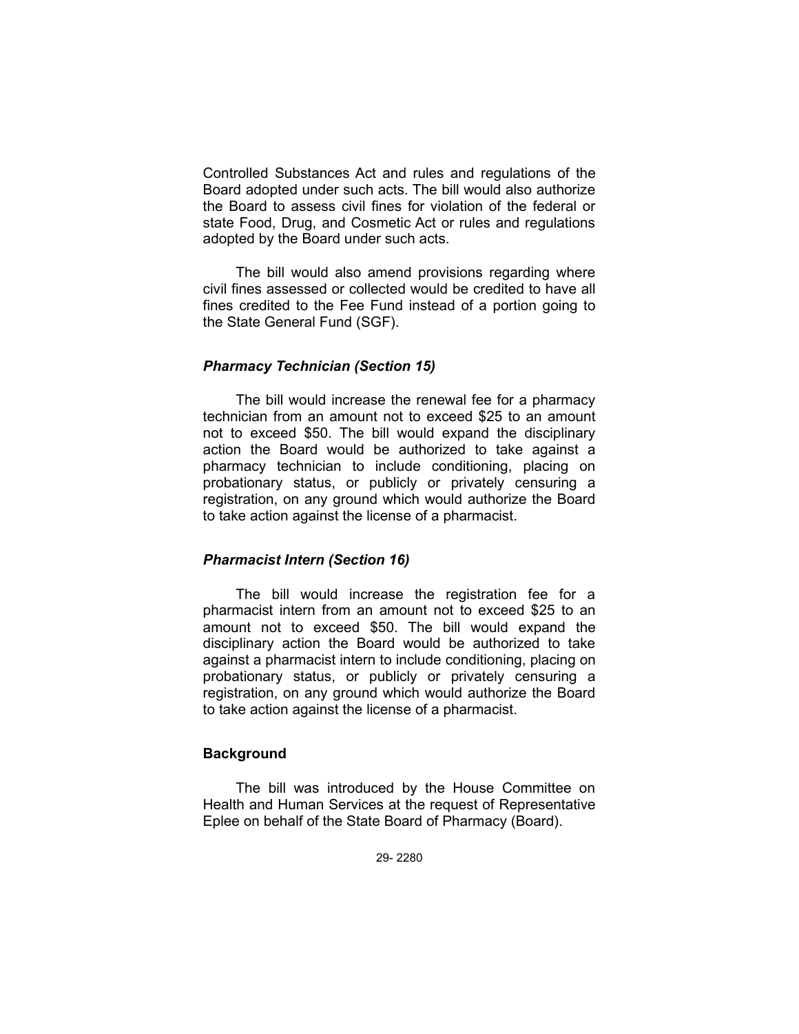Controlled Substances Act and rules and regulations of the Board adopted under such acts. The bill would also authorize the Board to assess civil fines for violation of the federal or state Food, Drug, and Cosmetic Act or rules and regulations adopted by the Board under such acts.

The bill would also amend provisions regarding where civil fines assessed or collected would be credited to have all fines credited to the Fee Fund instead of a portion going to the State General Fund (SGF).

### *Pharmacy Technician (Section 15)*

The bill would increase the renewal fee for a pharmacy technician from an amount not to exceed $25 to an amount not to exceed $50. The bill would expand the disciplinary action the Board would be authorized to take against a pharmacy technician to include conditioning, placing on probationary status, or publicly or privately censuring a registration, on any ground which would authorize the Board to take action against the license of a pharmacist.

### *Pharmacist Intern (Section 16)*

The bill would increase the registration fee for a pharmacist intern from an amount not to exceed $25 to an amount not to exceed $50. The bill would expand the disciplinary action the Board would be authorized to take against a pharmacist intern to include conditioning, placing on probationary status, or publicly or privately censuring a registration, on any ground which would authorize the Board to take action against the license of a pharmacist.

## **Background**

The bill was introduced by the House Committee on Health and Human Services at the request of Representative Eplee on behalf of the State Board of Pharmacy (Board).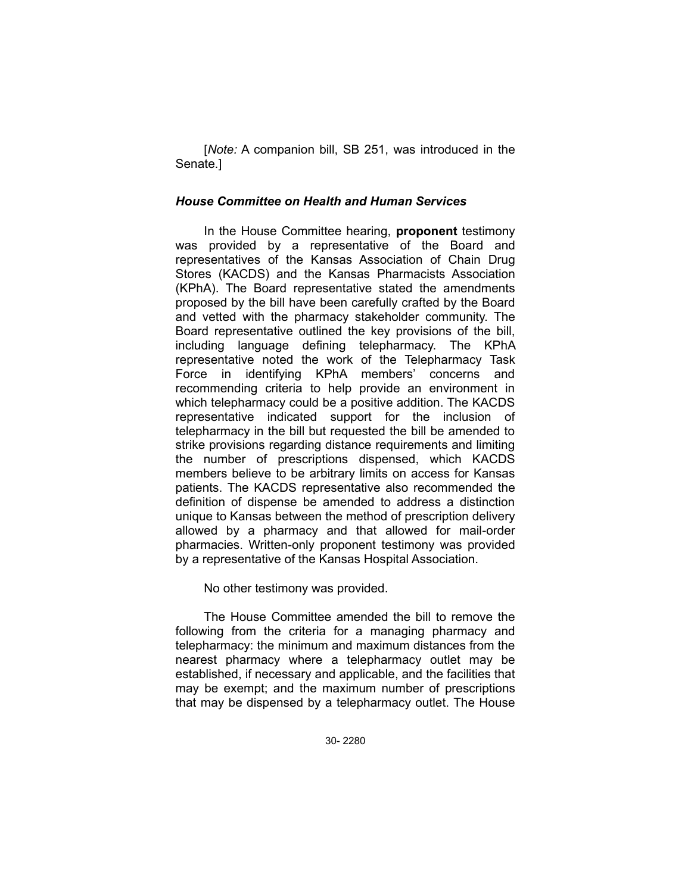[*Note:* A companion bill, SB 251, was introduced in the Senate.]

### *House Committee on Health and Human Services*

In the House Committee hearing, **proponent** testimony was provided by a representative of the Board and representatives of the Kansas Association of Chain Drug Stores (KACDS) and the Kansas Pharmacists Association (KPhA). The Board representative stated the amendments proposed by the bill have been carefully crafted by the Board and vetted with the pharmacy stakeholder community. The Board representative outlined the key provisions of the bill, including language defining telepharmacy. The KPhA representative noted the work of the Telepharmacy Task Force in identifying KPhA members' concerns and recommending criteria to help provide an environment in which telepharmacy could be a positive addition. The KACDS representative indicated support for the inclusion of telepharmacy in the bill but requested the bill be amended to strike provisions regarding distance requirements and limiting the number of prescriptions dispensed, which KACDS members believe to be arbitrary limits on access for Kansas patients. The KACDS representative also recommended the definition of dispense be amended to address a distinction unique to Kansas between the method of prescription delivery allowed by a pharmacy and that allowed for mail-order pharmacies. Written-only proponent testimony was provided by a representative of the Kansas Hospital Association.

No other testimony was provided.

The House Committee amended the bill to remove the following from the criteria for a managing pharmacy and telepharmacy: the minimum and maximum distances from the nearest pharmacy where a telepharmacy outlet may be established, if necessary and applicable, and the facilities that may be exempt; and the maximum number of prescriptions that may be dispensed by a telepharmacy outlet. The House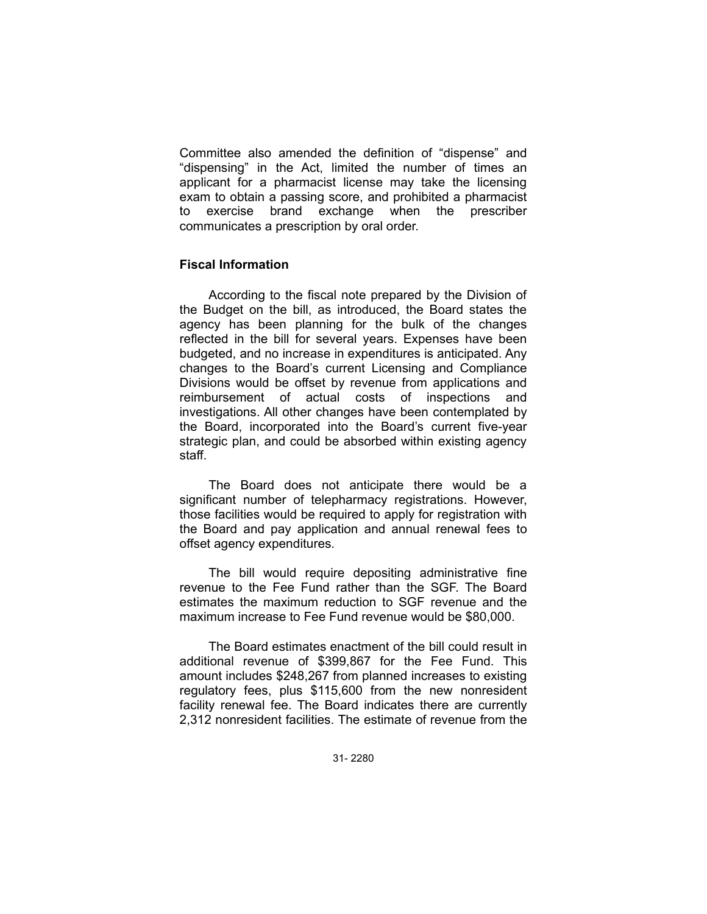Committee also amended the definition of “dispense” and “dispensing” in the Act, limited the number of times an applicant for a pharmacist license may take the licensing exam to obtain a passing score, and prohibited a pharmacist to exercise brand exchange when the prescriber communicates a prescription by oral order.

### Fiscal Information

According to the fiscal note prepared by the Division of the Budget on the bill, as introduced, the Board states the agency has been planning for the bulk of the changes reflected in the bill for several years. Expenses have been budgeted, and no increase in expenditures is anticipated. Any changes to the Board’s current Licensing and Compliance Divisions would be offset by revenue from applications and reimbursement of actual costs of inspections and investigations. All other changes have been contemplated by the Board, incorporated into the Board’s current five-year strategic plan, and could be absorbed within existing agency staff.

The Board does not anticipate there would be a significant number of telepharmacy registrations. However, those facilities would be required to apply for registration with the Board and pay application and annual renewal fees to offset agency expenditures.

The bill would require depositing administrative fine revenue to the Fee Fund rather than the SGF. The Board estimates the maximum reduction to SGF revenue and the maximum increase to Fee Fund revenue would be $80,000.

The Board estimates enactment of the bill could result in additional revenue of $399,867 for the Fee Fund. This amount includes $248,267 from planned increases to existing regulatory fees, plus $115,600 from the new nonresident facility renewal fee. The Board indicates there are currently 2,312 nonresident facilities. The estimate of revenue from the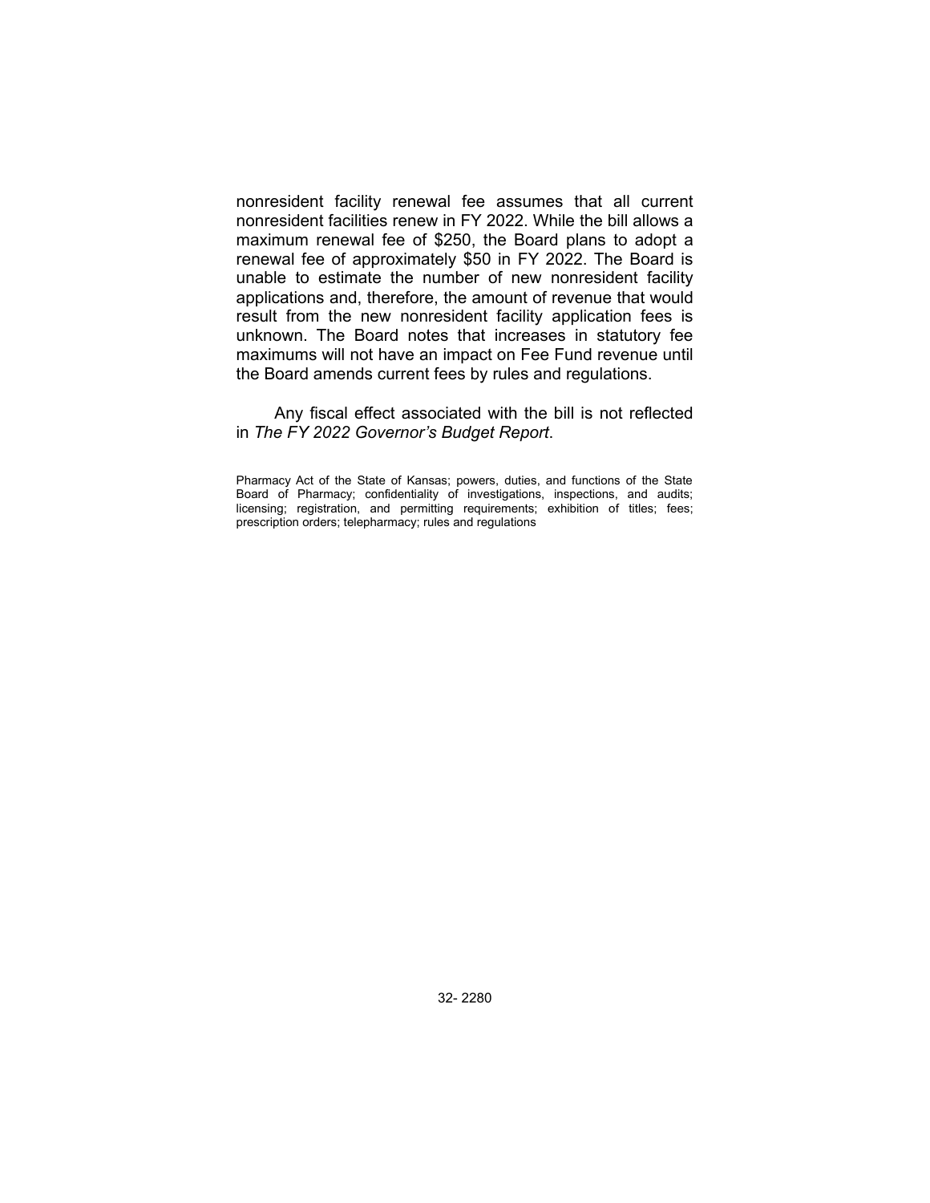nonresident facility renewal fee assumes that all current nonresident facilities renew in FY 2022. While the bill allows a maximum renewal fee of $250, the Board plans to adopt a renewal fee of approximately $50 in FY 2022. The Board is unable to estimate the number of new nonresident facility applications and, therefore, the amount of revenue that would result from the new nonresident facility application fees is unknown. The Board notes that increases in statutory fee maximums will not have an impact on Fee Fund revenue until the Board amends current fees by rules and regulations.

Any fiscal effect associated with the bill is not reflected in *The FY 2022 Governor's Budget Report*.

Pharmacy Act of the State of Kansas; powers, duties, and functions of the State Board of Pharmacy; confidentiality of investigations, inspections, and audits; licensing; registration, and permitting requirements; exhibition of titles; fees; prescription orders; telepharmacy; rules and regulations